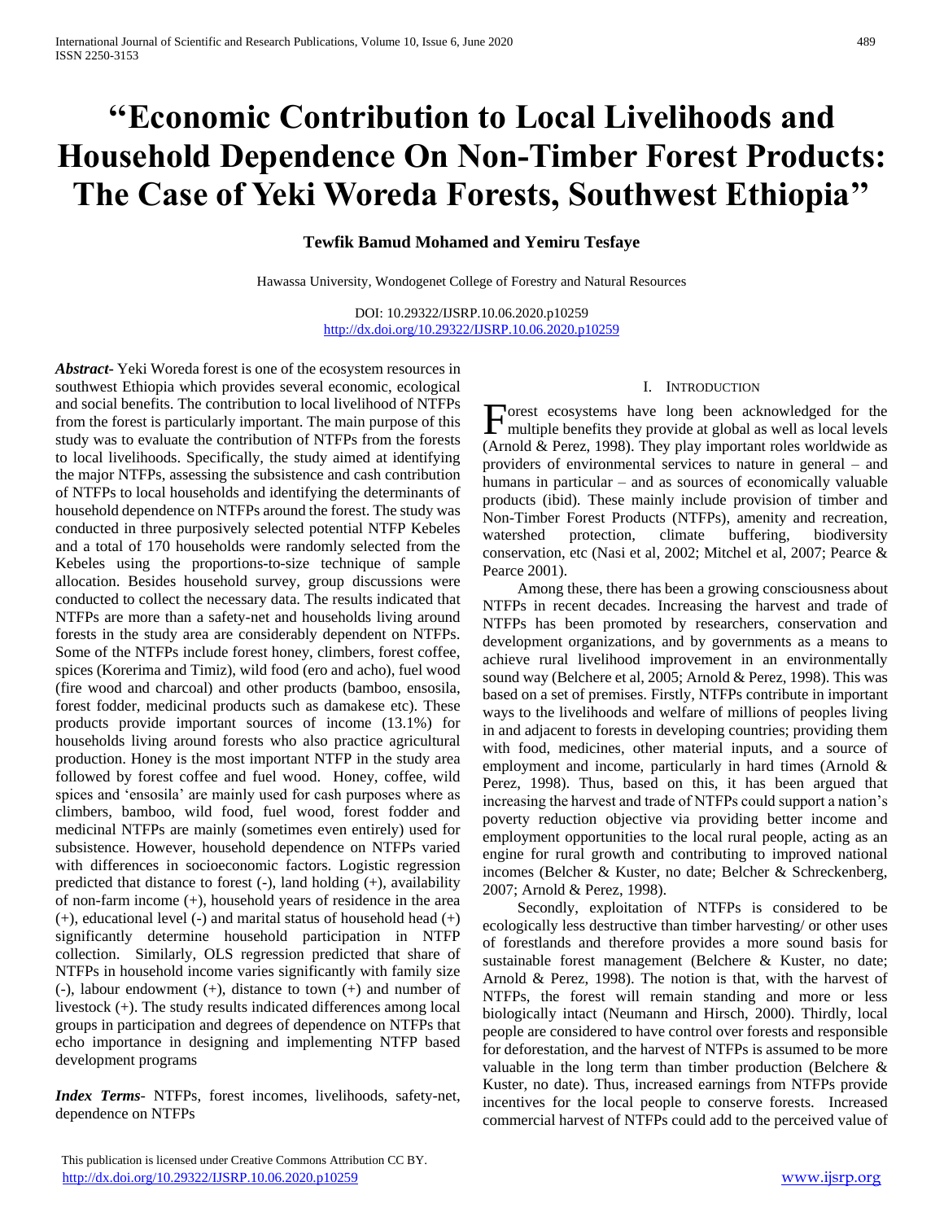# "Economic Contribution to Local Livelihoods and Household Dependence On Non-Timber Forest Products: The Case of Yeki Woreda Forests, Southwest Ethiopia"

**Tewfik Bamud Mohamed and Yemiru Tesfaye**

Hawassa University, Wondogenet College of Forestry and Natural Resources

DOI: 10.29322/IJSRP.10.06.2020.p10259
http://dx.doi.org/10.29322/IJSRP.10.06.2020.p10259

***Abstract***- Yeki Woreda forest is one of the ecosystem resources in southwest Ethiopia which provides several economic, ecological and social benefits. The contribution to local livelihood of NTFPs from the forest is particularly important. The main purpose of this study was to evaluate the contribution of NTFPs from the forests to local livelihoods. Specifically, the study aimed at identifying the major NTFPs, assessing the subsistence and cash contribution of NTFPs to local households and identifying the determinants of household dependence on NTFPs around the forest. The study was conducted in three purposively selected potential NTFP Kebeles and a total of 170 households were randomly selected from the Kebeles using the proportions-to-size technique of sample allocation. Besides household survey, group discussions were conducted to collect the necessary data. The results indicated that NTFPs are more than a safety-net and households living around forests in the study area are considerably dependent on NTFPs. Some of the NTFPs include forest honey, climbers, forest coffee, spices (Korerima and Timiz), wild food (ero and acho), fuel wood (fire wood and charcoal) and other products (bamboo, ensosila, forest fodder, medicinal products such as damakese etc). These products provide important sources of income (13.1%) for households living around forests who also practice agricultural production. Honey is the most important NTFP in the study area followed by forest coffee and fuel wood. Honey, coffee, wild spices and 'ensosila' are mainly used for cash purposes where as climbers, bamboo, wild food, fuel wood, forest fodder and medicinal NTFPs are mainly (sometimes even entirely) used for subsistence. However, household dependence on NTFPs varied with differences in socioeconomic factors. Logistic regression predicted that distance to forest (-), land holding (+), availability of non-farm income (+), household years of residence in the area (+), educational level (-) and marital status of household head (+) significantly determine household participation in NTFP collection. Similarly, OLS regression predicted that share of NTFPs in household income varies significantly with family size (-), labour endowment (+), distance to town (+) and number of livestock (+). The study results indicated differences among local groups in participation and degrees of dependence on NTFPs that echo importance in designing and implementing NTFP based development programs

***Index Terms***- NTFPs, forest incomes, livelihoods, safety-net, dependence on NTFPs

## I. Introduction

Forest ecosystems have long been acknowledged for the multiple benefits they provide at global as well as local levels (Arnold & Perez, 1998). They play important roles worldwide as providers of environmental services to nature in general – and humans in particular – and as sources of economically valuable products (ibid). These mainly include provision of timber and Non-Timber Forest Products (NTFPs), amenity and recreation, watershed protection, climate buffering, biodiversity conservation, etc (Nasi et al, 2002; Mitchel et al, 2007; Pearce & Pearce 2001).

Among these, there has been a growing consciousness about NTFPs in recent decades. Increasing the harvest and trade of NTFPs has been promoted by researchers, conservation and development organizations, and by governments as a means to achieve rural livelihood improvement in an environmentally sound way (Belchere et al, 2005; Arnold & Perez, 1998). This was based on a set of premises. Firstly, NTFPs contribute in important ways to the livelihoods and welfare of millions of peoples living in and adjacent to forests in developing countries; providing them with food, medicines, other material inputs, and a source of employment and income, particularly in hard times (Arnold & Perez, 1998). Thus, based on this, it has been argued that increasing the harvest and trade of NTFPs could support a nation's poverty reduction objective via providing better income and employment opportunities to the local rural people, acting as an engine for rural growth and contributing to improved national incomes (Belcher & Kuster, no date; Belcher & Schreckenberg, 2007; Arnold & Perez, 1998).

Secondly, exploitation of NTFPs is considered to be ecologically less destructive than timber harvesting/ or other uses of forestlands and therefore provides a more sound basis for sustainable forest management (Belchere & Kuster, no date; Arnold & Perez, 1998). The notion is that, with the harvest of NTFPs, the forest will remain standing and more or less biologically intact (Neumann and Hirsch, 2000). Thirdly, local people are considered to have control over forests and responsible for deforestation, and the harvest of NTFPs is assumed to be more valuable in the long term than timber production (Belchere & Kuster, no date). Thus, increased earnings from NTFPs provide incentives for the local people to conserve forests. Increased commercial harvest of NTFPs could add to the perceived value of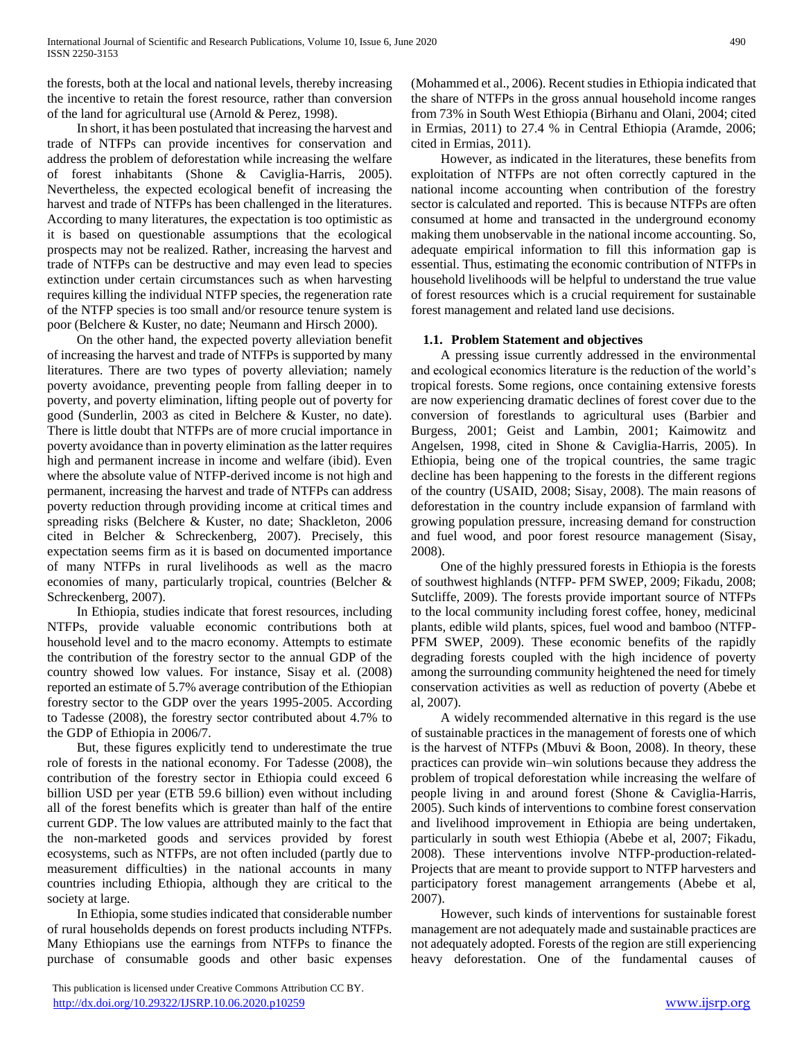the forests, both at the local and national levels, thereby increasing the incentive to retain the forest resource, rather than conversion of the land for agricultural use (Arnold & Perez, 1998).

In short, it has been postulated that increasing the harvest and trade of NTFPs can provide incentives for conservation and address the problem of deforestation while increasing the welfare of forest inhabitants (Shone & Caviglia-Harris, 2005). Nevertheless, the expected ecological benefit of increasing the harvest and trade of NTFPs has been challenged in the literatures. According to many literatures, the expectation is too optimistic as it is based on questionable assumptions that the ecological prospects may not be realized. Rather, increasing the harvest and trade of NTFPs can be destructive and may even lead to species extinction under certain circumstances such as when harvesting requires killing the individual NTFP species, the regeneration rate of the NTFP species is too small and/or resource tenure system is poor (Belchere & Kuster, no date; Neumann and Hirsch 2000).

On the other hand, the expected poverty alleviation benefit of increasing the harvest and trade of NTFPs is supported by many literatures. There are two types of poverty alleviation; namely poverty avoidance, preventing people from falling deeper in to poverty, and poverty elimination, lifting people out of poverty for good (Sunderlin, 2003 as cited in Belchere & Kuster, no date). There is little doubt that NTFPs are of more crucial importance in poverty avoidance than in poverty elimination as the latter requires high and permanent increase in income and welfare (ibid). Even where the absolute value of NTFP-derived income is not high and permanent, increasing the harvest and trade of NTFPs can address poverty reduction through providing income at critical times and spreading risks (Belchere & Kuster, no date; Shackleton, 2006 cited in Belcher & Schreckenberg, 2007). Precisely, this expectation seems firm as it is based on documented importance of many NTFPs in rural livelihoods as well as the macro economies of many, particularly tropical, countries (Belcher & Schreckenberg, 2007).

In Ethiopia, studies indicate that forest resources, including NTFPs, provide valuable economic contributions both at household level and to the macro economy. Attempts to estimate the contribution of the forestry sector to the annual GDP of the country showed low values. For instance, Sisay et al*.* (2008) reported an estimate of 5.7% average contribution of the Ethiopian forestry sector to the GDP over the years 1995-2005. According to Tadesse (2008), the forestry sector contributed about 4.7% to the GDP of Ethiopia in 2006/7.

But, these figures explicitly tend to underestimate the true role of forests in the national economy. For Tadesse (2008), the contribution of the forestry sector in Ethiopia could exceed 6 billion USD per year (ETB 59.6 billion) even without including all of the forest benefits which is greater than half of the entire current GDP. The low values are attributed mainly to the fact that the non-marketed goods and services provided by forest ecosystems, such as NTFPs, are not often included (partly due to measurement difficulties) in the national accounts in many countries including Ethiopia, although they are critical to the society at large.

In Ethiopia, some studies indicated that considerable number of rural households depends on forest products including NTFPs. Many Ethiopians use the earnings from NTFPs to finance the purchase of consumable goods and other basic expenses (Mohammed et al., 2006). Recent studies in Ethiopia indicated that the share of NTFPs in the gross annual household income ranges from 73% in South West Ethiopia (Birhanu and Olani, 2004; cited in Ermias, 2011) to 27.4 % in Central Ethiopia (Aramde, 2006; cited in Ermias, 2011).

However, as indicated in the literatures, these benefits from exploitation of NTFPs are not often correctly captured in the national income accounting when contribution of the forestry sector is calculated and reported. This is because NTFPs are often consumed at home and transacted in the underground economy making them unobservable in the national income accounting. So, adequate empirical information to fill this information gap is essential. Thus, estimating the economic contribution of NTFPs in household livelihoods will be helpful to understand the true value of forest resources which is a crucial requirement for sustainable forest management and related land use decisions.

### 1.1. Problem Statement and objectives

A pressing issue currently addressed in the environmental and ecological economics literature is the reduction of the world's tropical forests. Some regions, once containing extensive forests are now experiencing dramatic declines of forest cover due to the conversion of forestlands to agricultural uses (Barbier and Burgess, 2001; Geist and Lambin, 2001; Kaimowitz and Angelsen, 1998, cited in Shone & Caviglia-Harris, 2005). In Ethiopia, being one of the tropical countries, the same tragic decline has been happening to the forests in the different regions of the country (USAID, 2008; Sisay, 2008). The main reasons of deforestation in the country include expansion of farmland with growing population pressure, increasing demand for construction and fuel wood, and poor forest resource management (Sisay, 2008).

One of the highly pressured forests in Ethiopia is the forests of southwest highlands (NTFP- PFM SWEP, 2009; Fikadu, 2008; Sutcliffe, 2009). The forests provide important source of NTFPs to the local community including forest coffee, honey, medicinal plants, edible wild plants, spices, fuel wood and bamboo (NTFP-PFM SWEP, 2009). These economic benefits of the rapidly degrading forests coupled with the high incidence of poverty among the surrounding community heightened the need for timely conservation activities as well as reduction of poverty (Abebe et al, 2007).

A widely recommended alternative in this regard is the use of sustainable practices in the management of forests one of which is the harvest of NTFPs (Mbuvi & Boon, 2008). In theory, these practices can provide win–win solutions because they address the problem of tropical deforestation while increasing the welfare of people living in and around forest (Shone & Caviglia-Harris, 2005). Such kinds of interventions to combine forest conservation and livelihood improvement in Ethiopia are being undertaken, particularly in south west Ethiopia (Abebe et al, 2007; Fikadu, 2008). These interventions involve NTFP-production-related-Projects that are meant to provide support to NTFP harvesters and participatory forest management arrangements (Abebe et al, 2007).

However, such kinds of interventions for sustainable forest management are not adequately made and sustainable practices are not adequately adopted. Forests of the region are still experiencing heavy deforestation. One of the fundamental causes of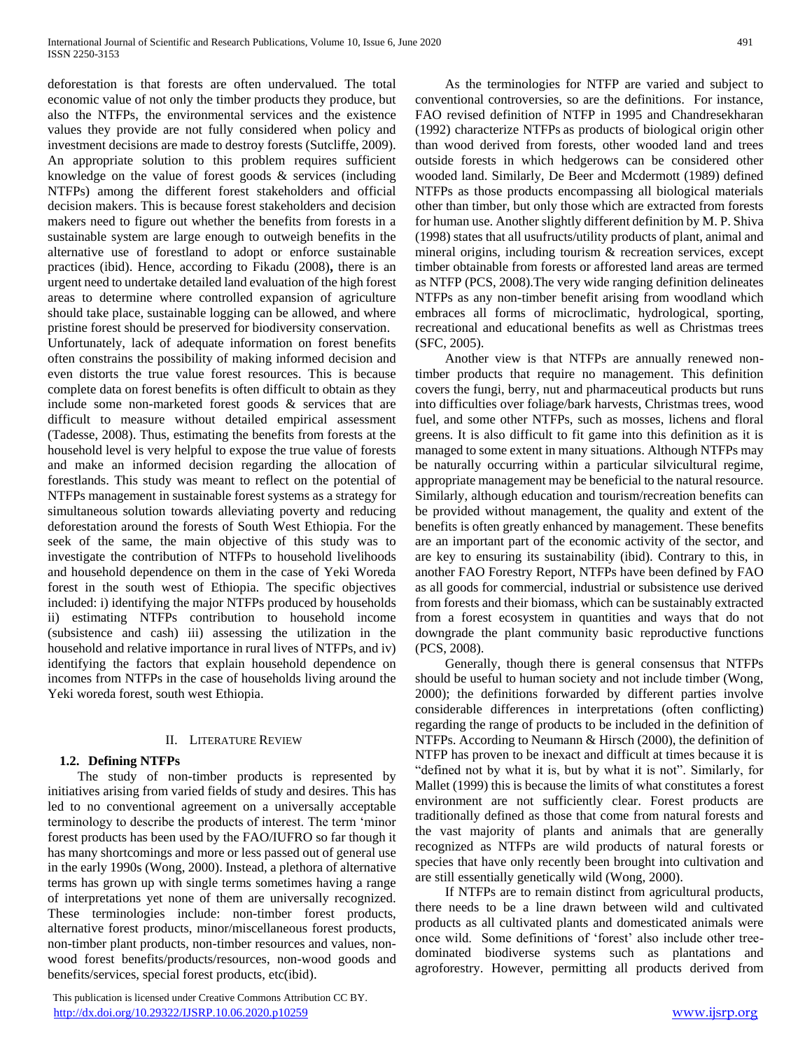deforestation is that forests are often undervalued. The total economic value of not only the timber products they produce, but also the NTFPs, the environmental services and the existence values they provide are not fully considered when policy and investment decisions are made to destroy forests (Sutcliffe, 2009). An appropriate solution to this problem requires sufficient knowledge on the value of forest goods & services (including NTFPs) among the different forest stakeholders and official decision makers. This is because forest stakeholders and decision makers need to figure out whether the benefits from forests in a sustainable system are large enough to outweigh benefits in the alternative use of forestland to adopt or enforce sustainable practices (ibid). Hence, according to Fikadu (2008)**,** there is an urgent need to undertake detailed land evaluation of the high forest areas to determine where controlled expansion of agriculture should take place, sustainable logging can be allowed, and where pristine forest should be preserved for biodiversity conservation.

Unfortunately, lack of adequate information on forest benefits often constrains the possibility of making informed decision and even distorts the true value forest resources. This is because complete data on forest benefits is often difficult to obtain as they include some non-marketed forest goods & services that are difficult to measure without detailed empirical assessment (Tadesse, 2008). Thus, estimating the benefits from forests at the household level is very helpful to expose the true value of forests and make an informed decision regarding the allocation of forestlands. This study was meant to reflect on the potential of NTFPs management in sustainable forest systems as a strategy for simultaneous solution towards alleviating poverty and reducing deforestation around the forests of South West Ethiopia. For the seek of the same, the main objective of this study was to investigate the contribution of NTFPs to household livelihoods and household dependence on them in the case of Yeki Woreda forest in the south west of Ethiopia. The specific objectives included: i) identifying the major NTFPs produced by households ii) estimating NTFPs contribution to household income (subsistence and cash) iii) assessing the utilization in the household and relative importance in rural lives of NTFPs, and iv) identifying the factors that explain household dependence on incomes from NTFPs in the case of households living around the Yeki woreda forest, south west Ethiopia.

## II. Literature Review

### 1.2. Defining NTFPs

The study of non-timber products is represented by initiatives arising from varied fields of study and desires. This has led to no conventional agreement on a universally acceptable terminology to describe the products of interest. The term 'minor forest products has been used by the FAO/IUFRO so far though it has many shortcomings and more or less passed out of general use in the early 1990s (Wong, 2000). Instead, a plethora of alternative terms has grown up with single terms sometimes having a range of interpretations yet none of them are universally recognized. These terminologies include: non-timber forest products, alternative forest products, minor/miscellaneous forest products, non-timber plant products, non-timber resources and values, non-wood forest benefits/products/resources, non-wood goods and benefits/services, special forest products, etc(ibid).

As the terminologies for NTFP are varied and subject to conventional controversies, so are the definitions. For instance, FAO revised definition of NTFP in 1995 and Chandresekharan (1992) characterize NTFPs as products of biological origin other than wood derived from forests, other wooded land and trees outside forests in which hedgerows can be considered other wooded land. Similarly, De Beer and Mcdermott (1989) defined NTFPs as those products encompassing all biological materials other than timber, but only those which are extracted from forests for human use. Another slightly different definition by M. P. Shiva (1998) states that all usufructs/utility products of plant, animal and mineral origins, including tourism & recreation services, except timber obtainable from forests or afforested land areas are termed as NTFP (PCS, 2008).The very wide ranging definition delineates NTFPs as any non-timber benefit arising from woodland which embraces all forms of microclimatic, hydrological, sporting, recreational and educational benefits as well as Christmas trees (SFC, 2005).

Another view is that NTFPs are annually renewed non-timber products that require no management. This definition covers the fungi, berry, nut and pharmaceutical products but runs into difficulties over foliage/bark harvests, Christmas trees, wood fuel, and some other NTFPs, such as mosses, lichens and floral greens. It is also difficult to fit game into this definition as it is managed to some extent in many situations. Although NTFPs may be naturally occurring within a particular silvicultural regime, appropriate management may be beneficial to the natural resource. Similarly, although education and tourism/recreation benefits can be provided without management, the quality and extent of the benefits is often greatly enhanced by management. These benefits are an important part of the economic activity of the sector, and are key to ensuring its sustainability (ibid). Contrary to this, in another FAO Forestry Report, NTFPs have been defined by FAO as all goods for commercial, industrial or subsistence use derived from forests and their biomass, which can be sustainably extracted from a forest ecosystem in quantities and ways that do not downgrade the plant community basic reproductive functions (PCS, 2008).

Generally, though there is general consensus that NTFPs should be useful to human society and not include timber (Wong, 2000); the definitions forwarded by different parties involve considerable differences in interpretations (often conflicting) regarding the range of products to be included in the definition of NTFPs. According to Neumann & Hirsch (2000), the definition of NTFP has proven to be inexact and difficult at times because it is "defined not by what it is, but by what it is not". Similarly, for Mallet (1999) this is because the limits of what constitutes a forest environment are not sufficiently clear. Forest products are traditionally defined as those that come from natural forests and the vast majority of plants and animals that are generally recognized as NTFPs are wild products of natural forests or species that have only recently been brought into cultivation and are still essentially genetically wild (Wong, 2000).

If NTFPs are to remain distinct from agricultural products, there needs to be a line drawn between wild and cultivated products as all cultivated plants and domesticated animals were once wild. Some definitions of 'forest' also include other tree-dominated biodiverse systems such as plantations and agroforestry. However, permitting all products derived from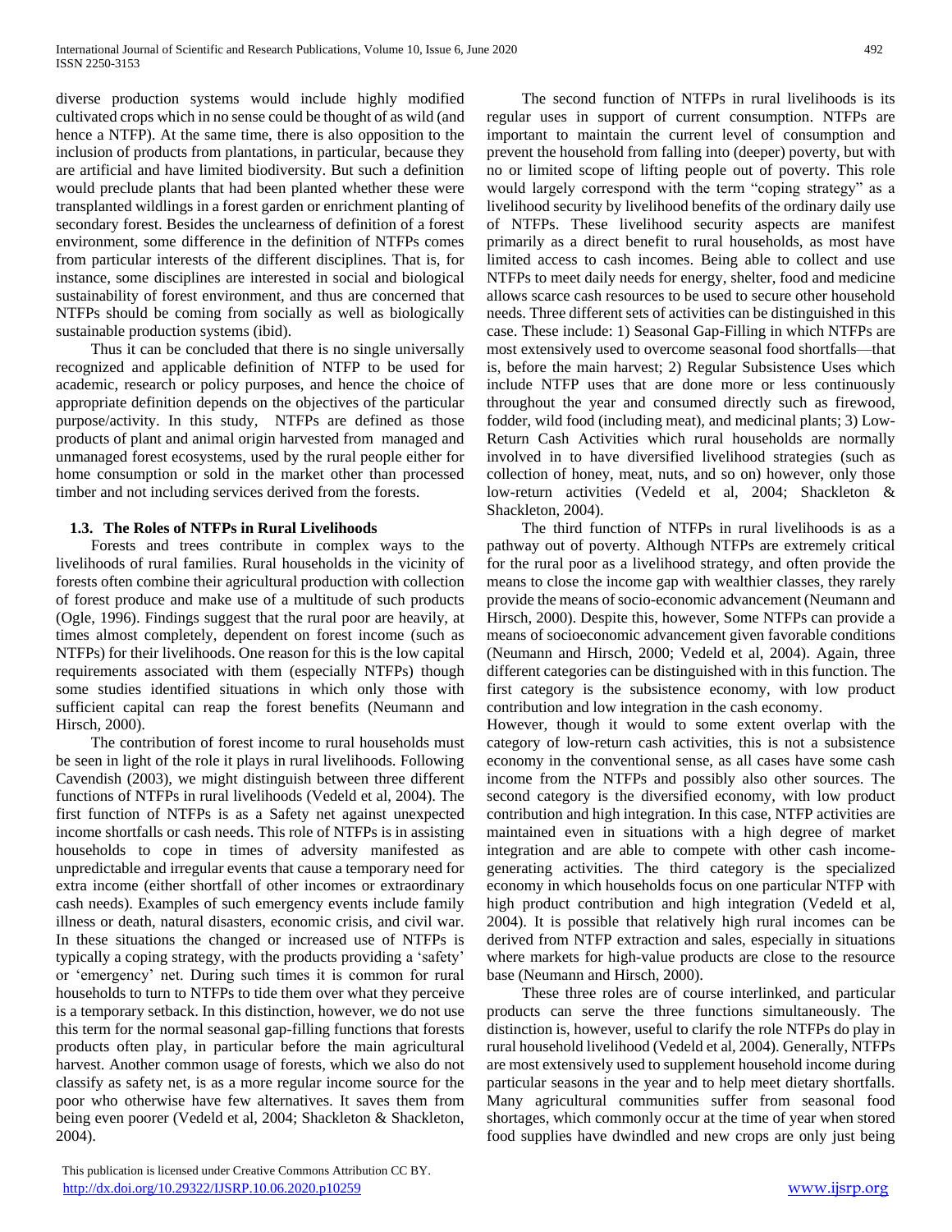diverse production systems would include highly modified cultivated crops which in no sense could be thought of as wild (and hence a NTFP). At the same time, there is also opposition to the inclusion of products from plantations, in particular, because they are artificial and have limited biodiversity. But such a definition would preclude plants that had been planted whether these were transplanted wildlings in a forest garden or enrichment planting of secondary forest. Besides the unclearness of definition of a forest environment, some difference in the definition of NTFPs comes from particular interests of the different disciplines. That is, for instance, some disciplines are interested in social and biological sustainability of forest environment, and thus are concerned that NTFPs should be coming from socially as well as biologically sustainable production systems (ibid).

Thus it can be concluded that there is no single universally recognized and applicable definition of NTFP to be used for academic, research or policy purposes, and hence the choice of appropriate definition depends on the objectives of the particular purpose/activity. In this study, NTFPs are defined as those products of plant and animal origin harvested from managed and unmanaged forest ecosystems, used by the rural people either for home consumption or sold in the market other than processed timber and not including services derived from the forests.

### 1.3. The Roles of NTFPs in Rural Livelihoods

Forests and trees contribute in complex ways to the livelihoods of rural families. Rural households in the vicinity of forests often combine their agricultural production with collection of forest produce and make use of a multitude of such products (Ogle, 1996). Findings suggest that the rural poor are heavily, at times almost completely, dependent on forest income (such as NTFPs) for their livelihoods. One reason for this is the low capital requirements associated with them (especially NTFPs) though some studies identified situations in which only those with sufficient capital can reap the forest benefits (Neumann and Hirsch, 2000).

The contribution of forest income to rural households must be seen in light of the role it plays in rural livelihoods. Following Cavendish (2003), we might distinguish between three different functions of NTFPs in rural livelihoods (Vedeld et al, 2004). The first function of NTFPs is as a Safety net against unexpected income shortfalls or cash needs. This role of NTFPs is in assisting households to cope in times of adversity manifested as unpredictable and irregular events that cause a temporary need for extra income (either shortfall of other incomes or extraordinary cash needs). Examples of such emergency events include family illness or death, natural disasters, economic crisis, and civil war. In these situations the changed or increased use of NTFPs is typically a coping strategy, with the products providing a 'safety' or 'emergency' net. During such times it is common for rural households to turn to NTFPs to tide them over what they perceive is a temporary setback. In this distinction, however, we do not use this term for the normal seasonal gap-filling functions that forests products often play, in particular before the main agricultural harvest. Another common usage of forests, which we also do not classify as safety net, is as a more regular income source for the poor who otherwise have few alternatives. It saves them from being even poorer (Vedeld et al, 2004; Shackleton & Shackleton, 2004).

The second function of NTFPs in rural livelihoods is its regular uses in support of current consumption. NTFPs are important to maintain the current level of consumption and prevent the household from falling into (deeper) poverty, but with no or limited scope of lifting people out of poverty. This role would largely correspond with the term "coping strategy" as a livelihood security by livelihood benefits of the ordinary daily use of NTFPs. These livelihood security aspects are manifest primarily as a direct benefit to rural households, as most have limited access to cash incomes. Being able to collect and use NTFPs to meet daily needs for energy, shelter, food and medicine allows scarce cash resources to be used to secure other household needs. Three different sets of activities can be distinguished in this case. These include: 1) Seasonal Gap-Filling in which NTFPs are most extensively used to overcome seasonal food shortfalls—that is, before the main harvest; 2) Regular Subsistence Uses which include NTFP uses that are done more or less continuously throughout the year and consumed directly such as firewood, fodder, wild food (including meat), and medicinal plants; 3) Low-Return Cash Activities which rural households are normally involved in to have diversified livelihood strategies (such as collection of honey, meat, nuts, and so on) however, only those low-return activities (Vedeld et al, 2004; Shackleton & Shackleton, 2004).

The third function of NTFPs in rural livelihoods is as a pathway out of poverty. Although NTFPs are extremely critical for the rural poor as a livelihood strategy, and often provide the means to close the income gap with wealthier classes, they rarely provide the means of socio-economic advancement (Neumann and Hirsch, 2000). Despite this, however, Some NTFPs can provide a means of socioeconomic advancement given favorable conditions (Neumann and Hirsch, 2000; Vedeld et al, 2004). Again, three different categories can be distinguished with in this function. The first category is the subsistence economy, with low product contribution and low integration in the cash economy.
However, though it would to some extent overlap with the category of low-return cash activities, this is not a subsistence economy in the conventional sense, as all cases have some cash income from the NTFPs and possibly also other sources. The second category is the diversified economy, with low product contribution and high integration. In this case, NTFP activities are maintained even in situations with a high degree of market integration and are able to compete with other cash income-generating activities. The third category is the specialized economy in which households focus on one particular NTFP with high product contribution and high integration (Vedeld et al, 2004). It is possible that relatively high rural incomes can be derived from NTFP extraction and sales, especially in situations where markets for high-value products are close to the resource base (Neumann and Hirsch, 2000).

These three roles are of course interlinked, and particular products can serve the three functions simultaneously. The distinction is, however, useful to clarify the role NTFPs do play in rural household livelihood (Vedeld et al, 2004). Generally, NTFPs are most extensively used to supplement household income during particular seasons in the year and to help meet dietary shortfalls. Many agricultural communities suffer from seasonal food shortages, which commonly occur at the time of year when stored food supplies have dwindled and new crops are only just being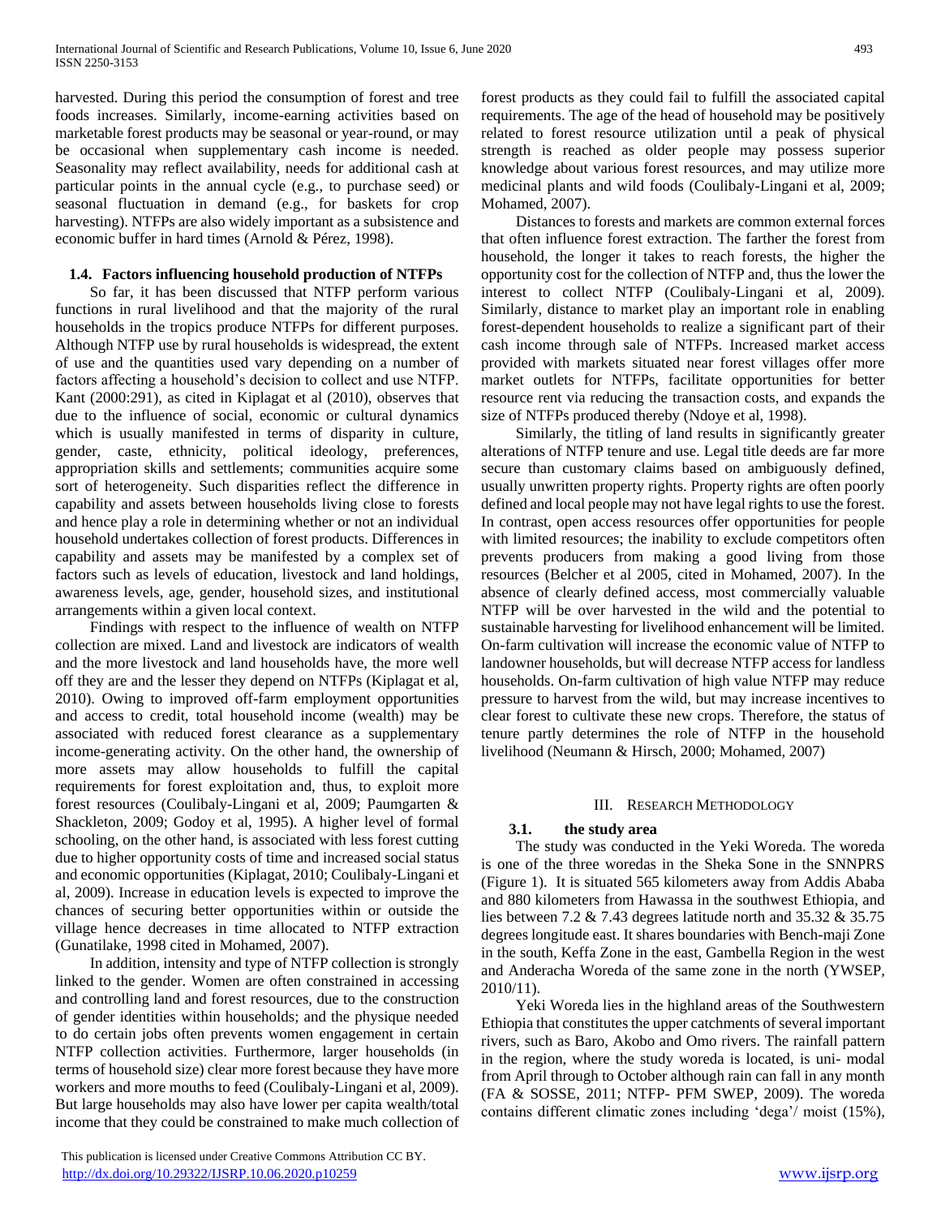harvested. During this period the consumption of forest and tree foods increases. Similarly, income-earning activities based on marketable forest products may be seasonal or year-round, or may be occasional when supplementary cash income is needed. Seasonality may reflect availability, needs for additional cash at particular points in the annual cycle (e.g., to purchase seed) or seasonal fluctuation in demand (e.g., for baskets for crop harvesting). NTFPs are also widely important as a subsistence and economic buffer in hard times (Arnold & Pérez, 1998).

### 1.4. Factors influencing household production of NTFPs

So far, it has been discussed that NTFP perform various functions in rural livelihood and that the majority of the rural households in the tropics produce NTFPs for different purposes. Although NTFP use by rural households is widespread, the extent of use and the quantities used vary depending on a number of factors affecting a household's decision to collect and use NTFP. Kant (2000:291), as cited in Kiplagat et al (2010), observes that due to the influence of social, economic or cultural dynamics which is usually manifested in terms of disparity in culture, gender, caste, ethnicity, political ideology, preferences, appropriation skills and settlements; communities acquire some sort of heterogeneity. Such disparities reflect the difference in capability and assets between households living close to forests and hence play a role in determining whether or not an individual household undertakes collection of forest products. Differences in capability and assets may be manifested by a complex set of factors such as levels of education, livestock and land holdings, awareness levels, age, gender, household sizes, and institutional arrangements within a given local context.

Findings with respect to the influence of wealth on NTFP collection are mixed. Land and livestock are indicators of wealth and the more livestock and land households have, the more well off they are and the lesser they depend on NTFPs (Kiplagat et al, 2010). Owing to improved off-farm employment opportunities and access to credit, total household income (wealth) may be associated with reduced forest clearance as a supplementary income-generating activity. On the other hand, the ownership of more assets may allow households to fulfill the capital requirements for forest exploitation and, thus, to exploit more forest resources (Coulibaly-Lingani et al, 2009; Paumgarten & Shackleton, 2009; Godoy et al, 1995). A higher level of formal schooling, on the other hand, is associated with less forest cutting due to higher opportunity costs of time and increased social status and economic opportunities (Kiplagat, 2010; Coulibaly-Lingani et al, 2009). Increase in education levels is expected to improve the chances of securing better opportunities within or outside the village hence decreases in time allocated to NTFP extraction (Gunatilake, 1998 cited in Mohamed, 2007).

In addition, intensity and type of NTFP collection is strongly linked to the gender. Women are often constrained in accessing and controlling land and forest resources, due to the construction of gender identities within households; and the physique needed to do certain jobs often prevents women engagement in certain NTFP collection activities. Furthermore, larger households (in terms of household size) clear more forest because they have more workers and more mouths to feed (Coulibaly-Lingani et al, 2009). But large households may also have lower per capita wealth/total income that they could be constrained to make much collection of forest products as they could fail to fulfill the associated capital requirements. The age of the head of household may be positively related to forest resource utilization until a peak of physical strength is reached as older people may possess superior knowledge about various forest resources, and may utilize more medicinal plants and wild foods (Coulibaly-Lingani et al, 2009; Mohamed, 2007).

Distances to forests and markets are common external forces that often influence forest extraction. The farther the forest from household, the longer it takes to reach forests, the higher the opportunity cost for the collection of NTFP and, thus the lower the interest to collect NTFP (Coulibaly-Lingani et al, 2009). Similarly, distance to market play an important role in enabling forest-dependent households to realize a significant part of their cash income through sale of NTFPs. Increased market access provided with markets situated near forest villages offer more market outlets for NTFPs, facilitate opportunities for better resource rent via reducing the transaction costs, and expands the size of NTFPs produced thereby (Ndoye et al, 1998).

Similarly, the titling of land results in significantly greater alterations of NTFP tenure and use. Legal title deeds are far more secure than customary claims based on ambiguously defined, usually unwritten property rights. Property rights are often poorly defined and local people may not have legal rights to use the forest. In contrast, open access resources offer opportunities for people with limited resources; the inability to exclude competitors often prevents producers from making a good living from those resources (Belcher et al 2005, cited in Mohamed, 2007). In the absence of clearly defined access, most commercially valuable NTFP will be over harvested in the wild and the potential to sustainable harvesting for livelihood enhancement will be limited. On-farm cultivation will increase the economic value of NTFP to landowner households, but will decrease NTFP access for landless households. On-farm cultivation of high value NTFP may reduce pressure to harvest from the wild, but may increase incentives to clear forest to cultivate these new crops. Therefore, the status of tenure partly determines the role of NTFP in the household livelihood (Neumann & Hirsch, 2000; Mohamed, 2007)

## III. Research Methodology

### 3.1. the study area

The study was conducted in the Yeki Woreda. The woreda is one of the three woredas in the Sheka Sone in the SNNPRS (Figure 1). It is situated 565 kilometers away from Addis Ababa and 880 kilometers from Hawassa in the southwest Ethiopia, and lies between 7.2 & 7.43 degrees latitude north and 35.32 & 35.75 degrees longitude east. It shares boundaries with Bench-maji Zone in the south, Keffa Zone in the east, Gambella Region in the west and Anderacha Woreda of the same zone in the north (YWSEP, 2010/11).

Yeki Woreda lies in the highland areas of the Southwestern Ethiopia that constitutes the upper catchments of several important rivers, such as Baro, Akobo and Omo rivers. The rainfall pattern in the region, where the study woreda is located, is uni- modal from April through to October although rain can fall in any month (FA & SOSSE, 2011; NTFP- PFM SWEP, 2009). The woreda contains different climatic zones including 'dega'/ moist (15%),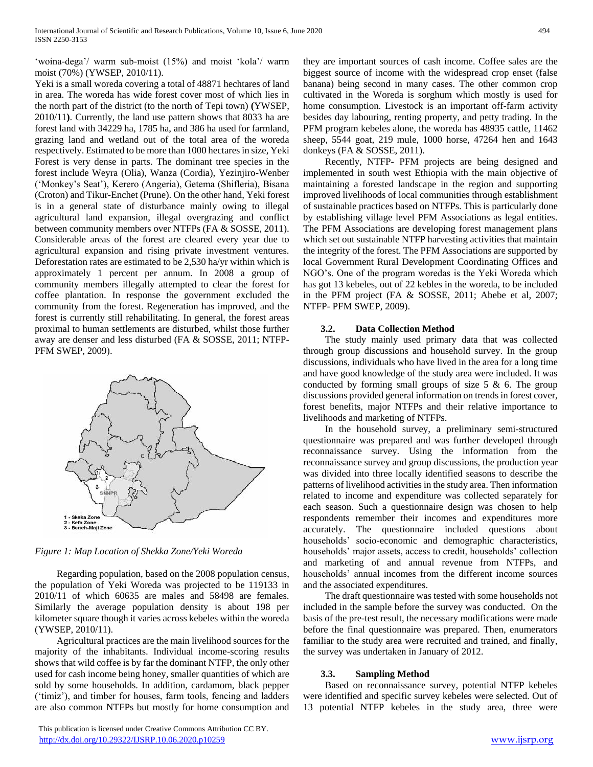'woina-dega'/ warm sub-moist (15%) and moist 'kola'/ warm moist (70%) (YWSEP, 2010/11).

Yeki is a small woreda covering a total of 48871 hechtares of land in area. The woreda has wide forest cover most of which lies in the north part of the district (to the north of Tepi town) **(**YWSEP, 2010/11**)**. Currently, the land use pattern shows that 8033 ha are forest land with 34229 ha, 1785 ha, and 386 ha used for farmland, grazing land and wetland out of the total area of the woreda respectively. Estimated to be more than 1000 hectares in size, Yeki Forest is very dense in parts. The dominant tree species in the forest include Weyra (Olia), Wanza (Cordia), Yezinjiro-Wenber ('Monkey's Seat'), Kerero (Angeria), Getema (Shifleria), Bisana (Croton) and Tikur-Enchet (Prune). On the other hand, Yeki forest is in a general state of disturbance mainly owing to illegal agricultural land expansion, illegal overgrazing and conflict between community members over NTFPs (FA & SOSSE, 2011). Considerable areas of the forest are cleared every year due to agricultural expansion and rising private investment ventures. Deforestation rates are estimated to be 2,530 ha/yr within which is approximately 1 percent per annum. In 2008 a group of community members illegally attempted to clear the forest for coffee plantation. In response the government excluded the community from the forest. Regeneration has improved, and the forest is currently still rehabilitating. In general, the forest areas proximal to human settlements are disturbed, whilst those further away are denser and less disturbed (FA & SOSSE, 2011; NTFP-PFM SWEP, 2009).

1 - Skeka Zone
2 - Kefa Zone
3 - Bench-Maji Zone
SNNPR

*Figure 1: Map Location of Shekka Zone/Yeki Woreda*

Regarding population, based on the 2008 population census, the population of Yeki Woreda was projected to be 119133 in 2010/11 of which 60635 are males and 58498 are females. Similarly the average population density is about 198 per kilometer square though it varies across kebeles within the woreda (YWSEP, 2010/11).

Agricultural practices are the main livelihood sources for the majority of the inhabitants. Individual income-scoring results shows that wild coffee is by far the dominant NTFP, the only other used for cash income being honey, smaller quantities of which are sold by some households. In addition, cardamom, black pepper ('timiz'), and timber for houses, farm tools, fencing and ladders are also common NTFPs but mostly for home consumption and they are important sources of cash income. Coffee sales are the biggest source of income with the widespread crop enset (false banana) being second in many cases. The other common crop cultivated in the Woreda is sorghum which mostly is used for home consumption. Livestock is an important off-farm activity besides day labouring, renting property, and petty trading. In the PFM program kebeles alone, the woreda has 48935 cattle, 11462 sheep, 5544 goat, 219 mule, 1000 horse, 47264 hen and 1643 donkeys (FA & SOSSE, 2011).

Recently, NTFP- PFM projects are being designed and implemented in south west Ethiopia with the main objective of maintaining a forested landscape in the region and supporting improved livelihoods of local communities through establishment of sustainable practices based on NTFPs. This is particularly done by establishing village level PFM Associations as legal entities. The PFM Associations are developing forest management plans which set out sustainable NTFP harvesting activities that maintain the integrity of the forest. The PFM Associations are supported by local Government Rural Development Coordinating Offices and NGO's. One of the program woredas is the Yeki Woreda which has got 13 kebeles, out of 22 kebles in the woreda, to be included in the PFM project (FA & SOSSE, 2011; Abebe et al, 2007; NTFP- PFM SWEP, 2009).

### 3.2. Data Collection Method

The study mainly used primary data that was collected through group discussions and household survey. In the group discussions, individuals who have lived in the area for a long time and have good knowledge of the study area were included. It was conducted by forming small groups of size 5 & 6. The group discussions provided general information on trends in forest cover, forest benefits, major NTFPs and their relative importance to livelihoods and marketing of NTFPs.

In the household survey, a preliminary semi-structured questionnaire was prepared and was further developed through reconnaissance survey. Using the information from the reconnaissance survey and group discussions, the production year was divided into three locally identified seasons to describe the patterns of livelihood activities in the study area. Then information related to income and expenditure was collected separately for each season. Such a questionnaire design was chosen to help respondents remember their incomes and expenditures more accurately. The questionnaire included questions about households' socio-economic and demographic characteristics, households' major assets, access to credit, households' collection and marketing of and annual revenue from NTFPs, and households' annual incomes from the different income sources and the associated expenditures.

The draft questionnaire was tested with some households not included in the sample before the survey was conducted. On the basis of the pre-test result, the necessary modifications were made before the final questionnaire was prepared. Then, enumerators familiar to the study area were recruited and trained, and finally, the survey was undertaken in January of 2012.

### 3.3. Sampling Method

Based on reconnaissance survey, potential NTFP kebeles were identified and specific survey kebeles were selected. Out of 13 potential NTFP kebeles in the study area, three were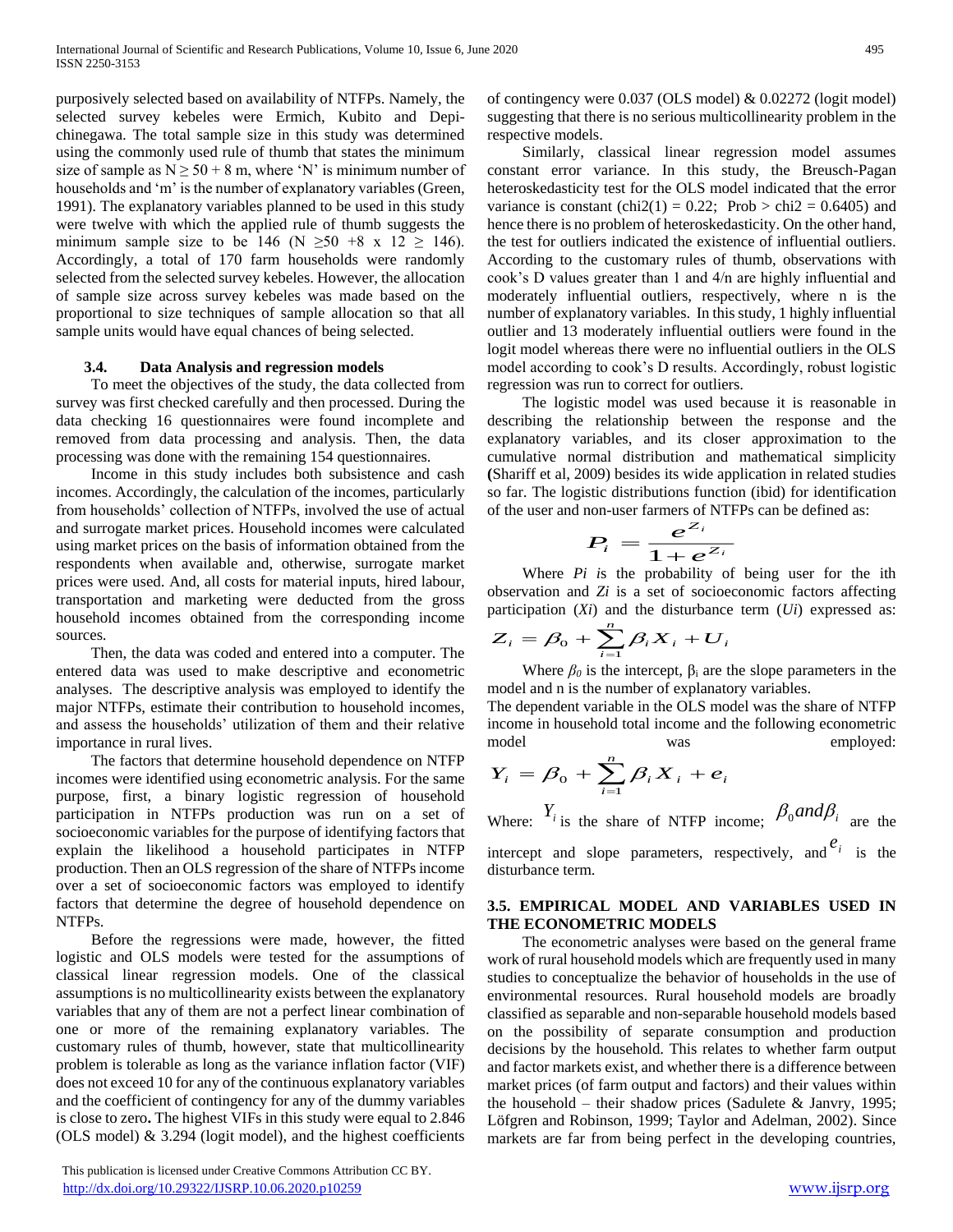purposively selected based on availability of NTFPs. Namely, the selected survey kebeles were Ermich, Kubito and Depi-chinegawa. The total sample size in this study was determined using the commonly used rule of thumb that states the minimum size of sample as $N \geq 50 + 8$ m, where 'N' is minimum number of households and 'm' is the number of explanatory variables (Green, 1991). The explanatory variables planned to be used in this study were twelve with which the applied rule of thumb suggests the minimum sample size to be 146 ($N \geq 50 + 8 \times 12 \geq 146$). Accordingly, a total of 170 farm households were randomly selected from the selected survey kebeles. However, the allocation of sample size across survey kebeles was made based on the proportional to size techniques of sample allocation so that all sample units would have equal chances of being selected.

### 3.4. Data Analysis and regression models

To meet the objectives of the study, the data collected from survey was first checked carefully and then processed. During the data checking 16 questionnaires were found incomplete and removed from data processing and analysis. Then, the data processing was done with the remaining 154 questionnaires.

Income in this study includes both subsistence and cash incomes. Accordingly, the calculation of the incomes, particularly from households' collection of NTFPs, involved the use of actual and surrogate market prices. Household incomes were calculated using market prices on the basis of information obtained from the respondents when available and, otherwise, surrogate market prices were used. And, all costs for material inputs, hired labour, transportation and marketing were deducted from the gross household incomes obtained from the corresponding income sources.

Then, the data was coded and entered into a computer. The entered data was used to make descriptive and econometric analyses. The descriptive analysis was employed to identify the major NTFPs, estimate their contribution to household incomes, and assess the households' utilization of them and their relative importance in rural lives.

The factors that determine household dependence on NTFP incomes were identified using econometric analysis. For the same purpose, first, a binary logistic regression of household participation in NTFPs production was run on a set of socioeconomic variables for the purpose of identifying factors that explain the likelihood a household participates in NTFP production. Then an OLS regression of the share of NTFPs income over a set of socioeconomic factors was employed to identify factors that determine the degree of household dependence on NTFPs.

Before the regressions were made, however, the fitted logistic and OLS models were tested for the assumptions of classical linear regression models. One of the classical assumptions is no multicollinearity exists between the explanatory variables that any of them are not a perfect linear combination of one or more of the remaining explanatory variables. The customary rules of thumb, however, state that multicollinearity problem is tolerable as long as the variance inflation factor (VIF) does not exceed 10 for any of the continuous explanatory variables and the coefficient of contingency for any of the dummy variables is close to zero**.** The highest VIFs in this study were equal to 2.846 (OLS model) & 3.294 (logit model), and the highest coefficients of contingency were 0.037 (OLS model) & 0.02272 (logit model) suggesting that there is no serious multicollinearity problem in the respective models.

Similarly, classical linear regression model assumes constant error variance. In this study, the Breusch-Pagan heteroskedasticity test for the OLS model indicated that the error variance is constant ($chi2(1) = 0.22$; $Prob > chi2 = 0.6405$) and hence there is no problem of heteroskedasticity. On the other hand, the test for outliers indicated the existence of influential outliers. According to the customary rules of thumb, observations with cook's D values greater than 1 and 4/n are highly influential and moderately influential outliers, respectively, where n is the number of explanatory variables. In this study, 1 highly influential outlier and 13 moderately influential outliers were found in the logit model whereas there were no influential outliers in the OLS model according to cook's D results. Accordingly, robust logistic regression was run to correct for outliers.

The logistic model was used because it is reasonable in describing the relationship between the response and the explanatory variables, and its closer approximation to the cumulative normal distribution and mathematical simplicity (Shariff et al, 2009) besides its wide application in related studies so far. The logistic distributions function (ibid) for identification of the user and non-user farmers of NTFPs can be defined as:

$$P_i = \frac{e^{Z_i}}{1 + e^{Z_i}}$$

Where *Pi* is the probability of being user for the ith observation and *Zi* is a set of socioeconomic factors affecting participation (*Xi*) and the disturbance term (*Ui*) expressed as:

$$Z_i = \beta_0 + \sum_{i=1}^{n} \beta_i X_i + U_i$$

Where $\beta_0$ is the intercept, $\beta_i$ are the slope parameters in the model and n is the number of explanatory variables.

The dependent variable in the OLS model was the share of NTFP income in household total income and the following econometric model was employed:

$$Y_i = \beta_0 + \sum_{i=1}^{n} \beta_i X_i + e_i$$

Where: $Y_i$ is the share of NTFP income; $\beta_0 and \beta_i$ are the intercept and slope parameters, respectively, and $e_i$ is the disturbance term.

### 3.5. EMPIRICAL MODEL AND VARIABLES USED IN THE ECONOMETRIC MODELS

The econometric analyses were based on the general frame work of rural household models which are frequently used in many studies to conceptualize the behavior of households in the use of environmental resources. Rural household models are broadly classified as separable and non-separable household models based on the possibility of separate consumption and production decisions by the household. This relates to whether farm output and factor markets exist, and whether there is a difference between market prices (of farm output and factors) and their values within the household – their shadow prices (Sadulete & Janvry, 1995; Löfgren and Robinson, 1999; Taylor and Adelman, 2002). Since markets are far from being perfect in the developing countries,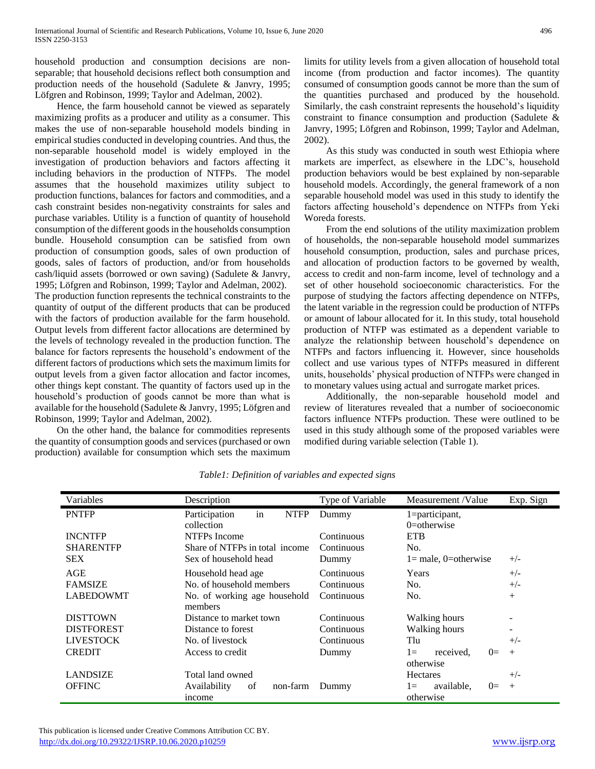household production and consumption decisions are non-separable; that household decisions reflect both consumption and production needs of the household (Sadulete & Janvry, 1995; Löfgren and Robinson, 1999; Taylor and Adelman, 2002).

Hence, the farm household cannot be viewed as separately maximizing profits as a producer and utility as a consumer. This makes the use of non-separable household models binding in empirical studies conducted in developing countries. And thus, the non-separable household model is widely employed in the investigation of production behaviors and factors affecting it including behaviors in the production of NTFPs. The model assumes that the household maximizes utility subject to production functions, balances for factors and commodities, and a cash constraint besides non-negativity constraints for sales and purchase variables. Utility is a function of quantity of household consumption of the different goods in the households consumption bundle. Household consumption can be satisfied from own production of consumption goods, sales of own production of goods, sales of factors of production, and/or from households cash/liquid assets (borrowed or own saving) (Sadulete & Janvry, 1995; Löfgren and Robinson, 1999; Taylor and Adelman, 2002). The production function represents the technical constraints to the quantity of output of the different products that can be produced with the factors of production available for the farm household. Output levels from different factor allocations are determined by the levels of technology revealed in the production function. The balance for factors represents the household's endowment of the different factors of productions which sets the maximum limits for output levels from a given factor allocation and factor incomes, other things kept constant. The quantity of factors used up in the household's production of goods cannot be more than what is available for the household (Sadulete & Janvry, 1995; Löfgren and Robinson, 1999; Taylor and Adelman, 2002).

On the other hand, the balance for commodities represents the quantity of consumption goods and services (purchased or own production) available for consumption which sets the maximum limits for utility levels from a given allocation of household total income (from production and factor incomes). The quantity consumed of consumption goods cannot be more than the sum of the quantities purchased and produced by the household. Similarly, the cash constraint represents the household's liquidity constraint to finance consumption and production (Sadulete & Janvry, 1995; Löfgren and Robinson, 1999; Taylor and Adelman, 2002).

As this study was conducted in south west Ethiopia where markets are imperfect, as elsewhere in the LDC's, household production behaviors would be best explained by non-separable household models. Accordingly, the general framework of a non separable household model was used in this study to identify the factors affecting household's dependence on NTFPs from Yeki Woreda forests.

From the end solutions of the utility maximization problem of households, the non-separable household model summarizes household consumption, production, sales and purchase prices, and allocation of production factors to be governed by wealth, access to credit and non-farm income, level of technology and a set of other household socioeconomic characteristics. For the purpose of studying the factors affecting dependence on NTFPs, the latent variable in the regression could be production of NTFPs or amount of labour allocated for it. In this study, total household production of NTFP was estimated as a dependent variable to analyze the relationship between household's dependence on NTFPs and factors influencing it. However, since households collect and use various types of NTFPs measured in different units, households' physical production of NTFPs were changed in to monetary values using actual and surrogate market prices.

Additionally, the non-separable household model and review of literatures revealed that a number of socioeconomic factors influence NTFPs production. These were outlined to be used in this study although some of the proposed variables were modified during variable selection (Table 1).

*Table1: Definition of variables and expected signs*

| Variables | Description | Type of Variable | Measurement /Value | Exp. Sign |
|---|---|---|---|---|
| PNTFP | Participation in NTFP collection | Dummy | 1=participant, 0=otherwise | |
| INCNTFP | NTFPs Income | Continuous | ETB | |
| SHARENTFP | Share of NTFPs in total income | Continuous | No. | |
| SEX | Sex of household head | Dummy | 1= male, 0=otherwise | +/- |
| AGE | Household head age | Continuous | Years | +/- |
| FAMSIZE | No. of household members | Continuous | No. | +/- |
| LABEDOWMT | No. of working age household members | Continuous | No. | + |
| DISTTOWN | Distance to market town | Continuous | Walking hours | - |
| DISTFOREST | Distance to forest | Continuous | Walking hours | - |
| LIVESTOCK | No. of livestock | Continuous | Tlu | +/- |
| CREDIT | Access to credit | Dummy | 1= received, 0= otherwise | + |
| LANDSIZE | Total land owned | | Hectares | +/- |
| OFFINC | Availability of non-farm income | Dummy | 1= available, 0= otherwise | + |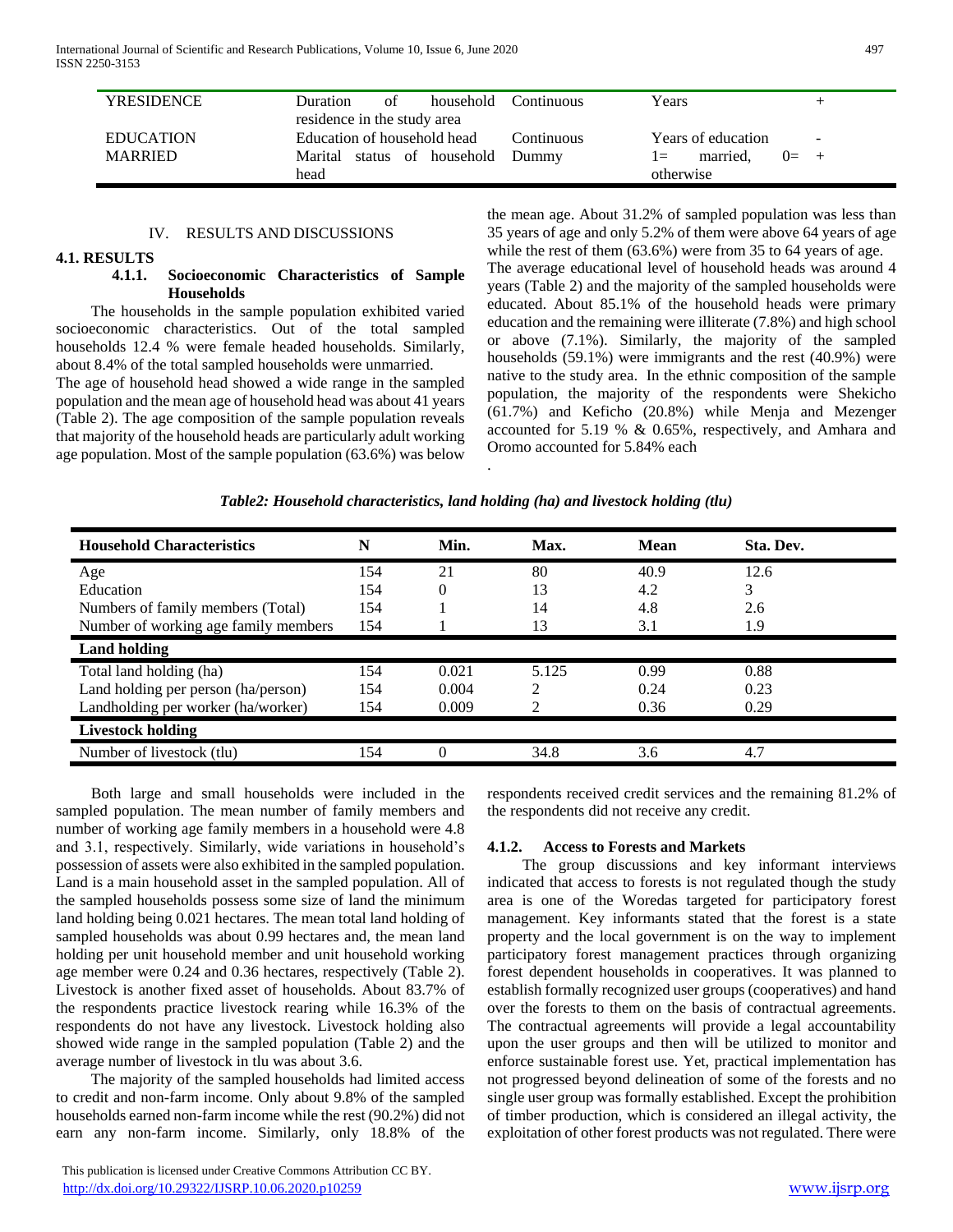| | | | | |
|---|---|---|---|---|
| YRESIDENCE | Duration of household residence in the study area | Continuous | Years | + |
| EDUCATION | Education of household head | Continuous | Years of education | - |
| MARRIED | Marital status of household head | Dummy | 1= married, 0= otherwise | + |

## IV. RESULTS AND DISCUSSIONS

### 4.1. RESULTS

#### 4.1.1. Socioeconomic Characteristics of Sample Households

The households in the sample population exhibited varied socioeconomic characteristics. Out of the total sampled households 12.4 % were female headed households. Similarly, about 8.4% of the total sampled households were unmarried.

The age of household head showed a wide range in the sampled population and the mean age of household head was about 41 years (Table 2). The age composition of the sample population reveals that majority of the household heads are particularly adult working age population. Most of the sample population (63.6%) was below the mean age. About 31.2% of sampled population was less than 35 years of age and only 5.2% of them were above 64 years of age while the rest of them (63.6%) were from 35 to 64 years of age.

The average educational level of household heads was around 4 years (Table 2) and the majority of the sampled households were educated. About 85.1% of the household heads were primary education and the remaining were illiterate (7.8%) and high school or above (7.1%). Similarly, the majority of the sampled households (59.1%) were immigrants and the rest (40.9%) were native to the study area. In the ethnic composition of the sample population, the majority of the respondents were Shekicho (61.7%) and Keficho (20.8%) while Menja and Mezenger accounted for 5.19 % & 0.65%, respectively, and Amhara and Oromo accounted for 5.84% each

.

*Table2: Household characteristics, land holding (ha) and livestock holding (tlu)*

| Household Characteristics | N | Min. | Max. | Mean | Sta. Dev. |
|---|---|---|---|---|---|
| Age | 154 | 21 | 80 | 40.9 | 12.6 |
| Education | 154 | 0 | 13 | 4.2 | 3 |
| Numbers of family members (Total) | 154 | 1 | 14 | 4.8 | 2.6 |
| Number of working age family members | 154 | 1 | 13 | 3.1 | 1.9 |
| **Land holding** | | | | | |
| Total land holding (ha) | 154 | 0.021 | 5.125 | 0.99 | 0.88 |
| Land holding per person (ha/person) | 154 | 0.004 | 2 | 0.24 | 0.23 |
| Landholding per worker (ha/worker) | 154 | 0.009 | 2 | 0.36 | 0.29 |
| **Livestock holding** | | | | | |
| Number of livestock (tlu) | 154 | 0 | 34.8 | 3.6 | 4.7 |

Both large and small households were included in the sampled population. The mean number of family members and number of working age family members in a household were 4.8 and 3.1, respectively. Similarly, wide variations in household's possession of assets were also exhibited in the sampled population. Land is a main household asset in the sampled population. All of the sampled households possess some size of land the minimum land holding being 0.021 hectares. The mean total land holding of sampled households was about 0.99 hectares and, the mean land holding per unit household member and unit household working age member were 0.24 and 0.36 hectares, respectively (Table 2). Livestock is another fixed asset of households. About 83.7% of the respondents practice livestock rearing while 16.3% of the respondents do not have any livestock. Livestock holding also showed wide range in the sampled population (Table 2) and the average number of livestock in tlu was about 3.6.

The majority of the sampled households had limited access to credit and non-farm income. Only about 9.8% of the sampled households earned non-farm income while the rest (90.2%) did not earn any non-farm income. Similarly, only 18.8% of the respondents received credit services and the remaining 81.2% of the respondents did not receive any credit.

#### 4.1.2. Access to Forests and Markets

The group discussions and key informant interviews indicated that access to forests is not regulated though the study area is one of the Woredas targeted for participatory forest management. Key informants stated that the forest is a state property and the local government is on the way to implement participatory forest management practices through organizing forest dependent households in cooperatives. It was planned to establish formally recognized user groups (cooperatives) and hand over the forests to them on the basis of contractual agreements. The contractual agreements will provide a legal accountability upon the user groups and then will be utilized to monitor and enforce sustainable forest use. Yet, practical implementation has not progressed beyond delineation of some of the forests and no single user group was formally established. Except the prohibition of timber production, which is considered an illegal activity, the exploitation of other forest products was not regulated. There were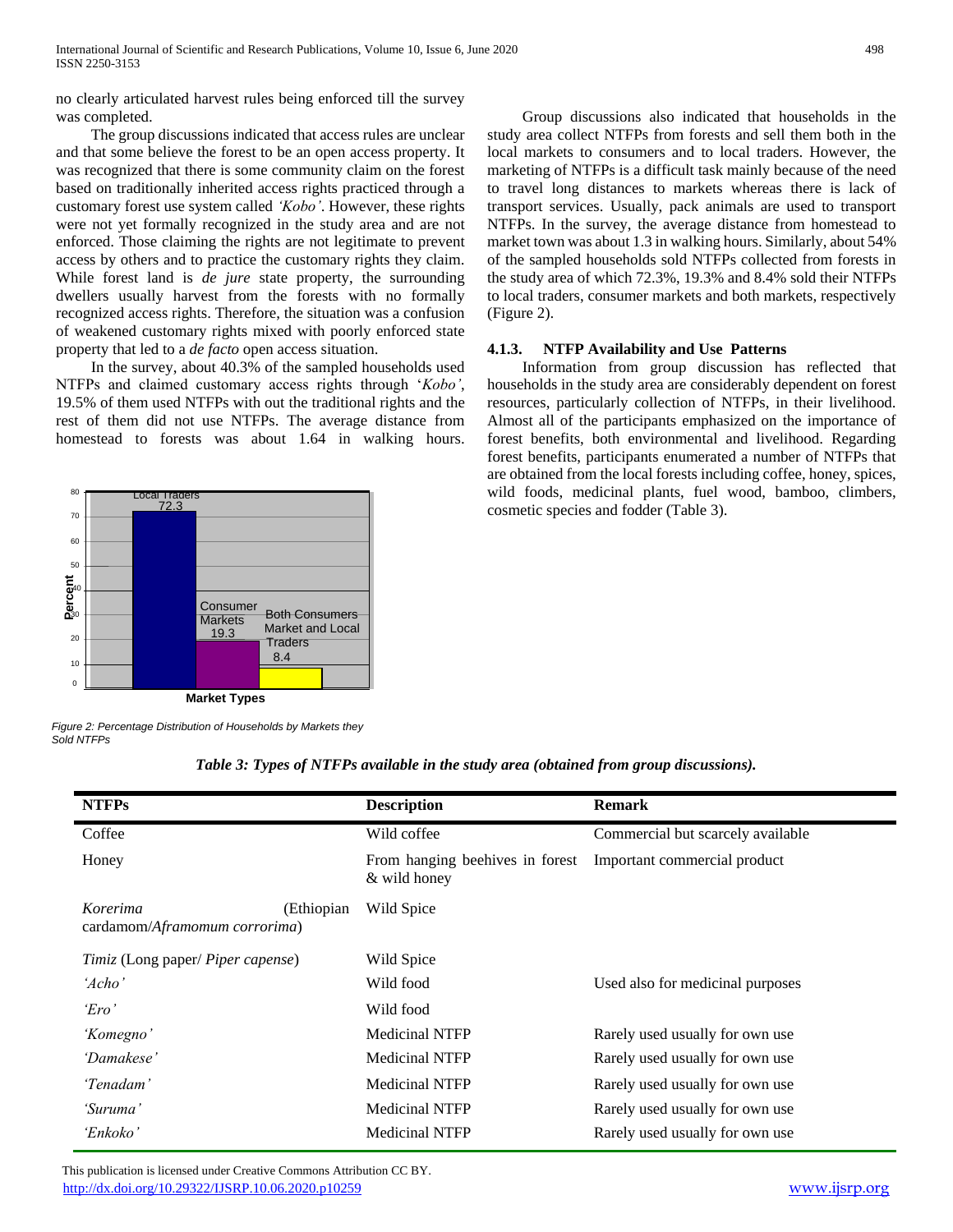no clearly articulated harvest rules being enforced till the survey was completed.

The group discussions indicated that access rules are unclear and that some believe the forest to be an open access property. It was recognized that there is some community claim on the forest based on traditionally inherited access rights practiced through a customary forest use system called *'Kobo'*. However, these rights were not yet formally recognized in the study area and are not enforced. Those claiming the rights are not legitimate to prevent access by others and to practice the customary rights they claim. While forest land is *de jure* state property, the surrounding dwellers usually harvest from the forests with no formally recognized access rights. Therefore, the situation was a confusion of weakened customary rights mixed with poorly enforced state property that led to a *de facto* open access situation.

In the survey, about 40.3% of the sampled households used NTFPs and claimed customary access rights through '*Kobo'*, 19.5% of them used NTFPs with out the traditional rights and the rest of them did not use NTFPs. The average distance from homestead to forests was about 1.64 in walking hours.

Local Traders
72.3
Consumer Markets
19.3
Both Consumers Market and Local Traders
8.4
Percent
Market Types
0
10
20
30
40
50
60
70
80

*Figure 2: Percentage Distribution of Households by Markets they Sold NTFPs*

Group discussions also indicated that households in the study area collect NTFPs from forests and sell them both in the local markets to consumers and to local traders. However, the marketing of NTFPs is a difficult task mainly because of the need to travel long distances to markets whereas there is lack of transport services. Usually, pack animals are used to transport NTFPs. In the survey, the average distance from homestead to market town was about 1.3 in walking hours. Similarly, about 54% of the sampled households sold NTFPs collected from forests in the study area of which 72.3%, 19.3% and 8.4% sold their NTFPs to local traders, consumer markets and both markets, respectively (Figure 2).

### 4.1.3. NTFP Availability and Use Patterns

Information from group discussion has reflected that households in the study area are considerably dependent on forest resources, particularly collection of NTFPs, in their livelihood. Almost all of the participants emphasized on the importance of forest benefits, both environmental and livelihood. Regarding forest benefits, participants enumerated a number of NTFPs that are obtained from the local forests including coffee, honey, spices, wild foods, medicinal plants, fuel wood, bamboo, climbers, cosmetic species and fodder (Table 3).

***Table 3: Types of NTFPs available in the study area (obtained from group discussions).***

| NTFPs | Description | Remark |
|---|---|---|
| Coffee | Wild coffee | Commercial but scarcely available |
| Honey | From hanging beehives in forest & wild honey | Important commercial product |
| *Korerima* (Ethiopian cardamom/*Aframomum corrorima*) | Wild Spice | |
| *Timiz* (Long paper/ *Piper capense*) | Wild Spice | |
| *'Acho'* | Wild food | Used also for medicinal purposes |
| *'Ero'* | Wild food | |
| *'Komegno'* | Medicinal NTFP | Rarely used usually for own use |
| *'Damakese'* | Medicinal NTFP | Rarely used usually for own use |
| *'Tenadam'* | Medicinal NTFP | Rarely used usually for own use |
| *'Suruma'* | Medicinal NTFP | Rarely used usually for own use |
| *'Enkoko'* | Medicinal NTFP | Rarely used usually for own use |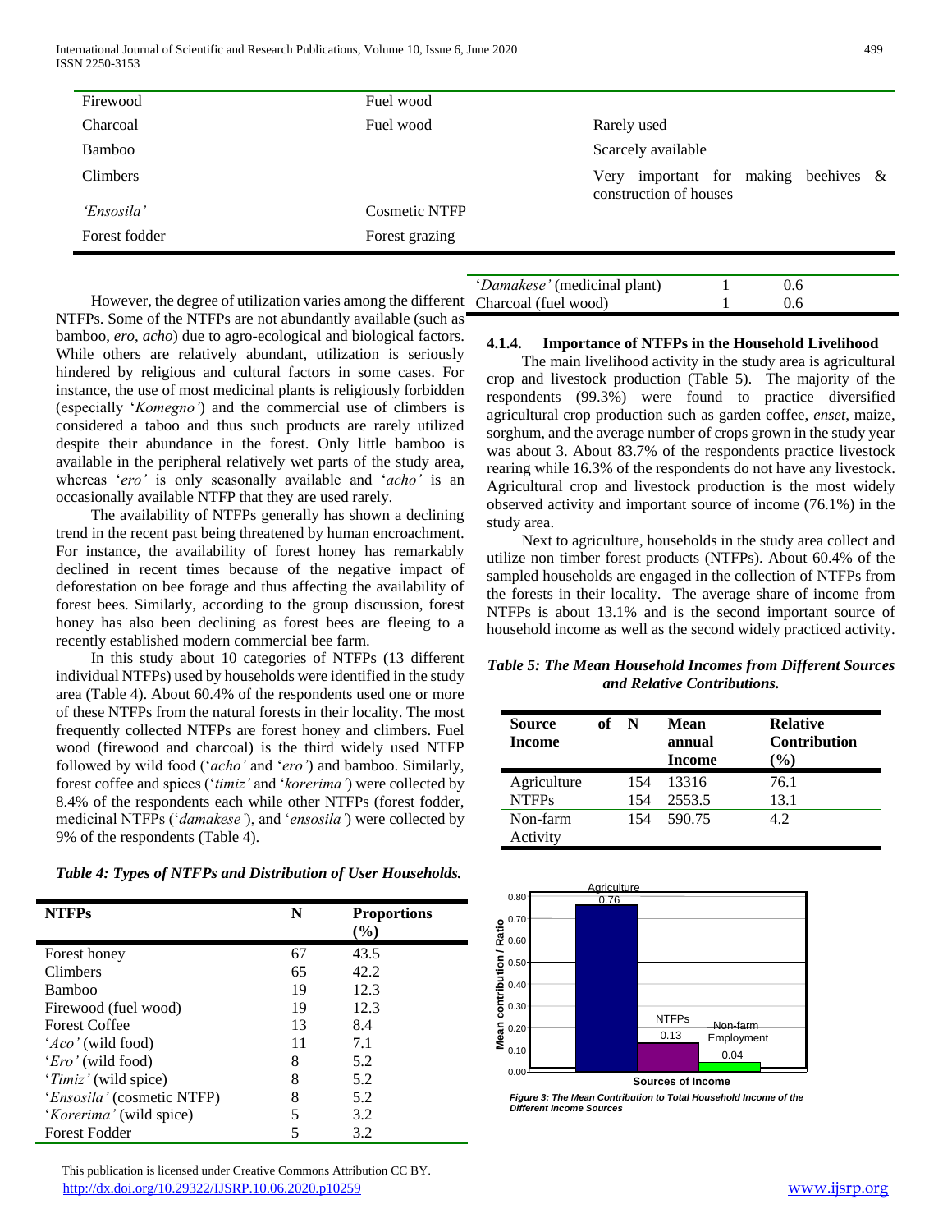| | | |
|---|---|---|
| Firewood | Fuel wood | |
| Charcoal | Fuel wood | Rarely used |
| Bamboo | | Scarcely available |
| Climbers | | Very important for making beehives & construction of houses |
| *'Ensosila'* | Cosmetic NTFP | |
| Forest fodder | Forest grazing | |

However, the degree of utilization varies among the different NTFPs. Some of the NTFPs are not abundantly available (such as bamboo, *ero*, *acho*) due to agro-ecological and biological factors. While others are relatively abundant, utilization is seriously hindered by religious and cultural factors in some cases. For instance, the use of most medicinal plants is religiously forbidden (especially '*Komegno'*) and the commercial use of climbers is considered a taboo and thus such products are rarely utilized despite their abundance in the forest. Only little bamboo is available in the peripheral relatively wet parts of the study area, whereas '*ero'* is only seasonally available and '*acho'* is an occasionally available NTFP that they are used rarely.

The availability of NTFPs generally has shown a declining trend in the recent past being threatened by human encroachment. For instance, the availability of forest honey has remarkably declined in recent times because of the negative impact of deforestation on bee forage and thus affecting the availability of forest bees. Similarly, according to the group discussion, forest honey has also been declining as forest bees are fleeing to a recently established modern commercial bee farm.

In this study about 10 categories of NTFPs (13 different individual NTFPs) used by households were identified in the study area (Table 4). About 60.4% of the respondents used one or more of these NTFPs from the natural forests in their locality. The most frequently collected NTFPs are forest honey and climbers. Fuel wood (firewood and charcoal) is the third widely used NTFP followed by wild food ('*acho'* and '*ero'*) and bamboo. Similarly, forest coffee and spices ('*timiz'* and '*korerima'*) were collected by 8.4% of the respondents each while other NTFPs (forest fodder, medicinal NTFPs ('*damakese'*), and '*ensosila'*) were collected by 9% of the respondents (Table 4).

***Table 4: Types of NTFPs and Distribution of User Households.***

| NTFPs | N | Proportions (%) |
|---|---|---|
| Forest honey | 67 | 43.5 |
| Climbers | 65 | 42.2 |
| Bamboo | 19 | 12.3 |
| Firewood (fuel wood) | 19 | 12.3 |
| Forest Coffee | 13 | 8.4 |
| '*Aco'* (wild food) | 11 | 7.1 |
| '*Ero'* (wild food) | 8 | 5.2 |
| '*Timiz'* (wild spice) | 8 | 5.2 |
| '*Ensosila'* (cosmetic NTFP) | 8 | 5.2 |
| '*Korerima'* (wild spice) | 5 | 3.2 |
| Forest Fodder | 5 | 3.2 |
| '*Damakese'* (medicinal plant) | 1 | 0.6 |
| Charcoal (fuel wood) | 1 | 0.6 |

#### 4.1.4. Importance of NTFPs in the Household Livelihood

The main livelihood activity in the study area is agricultural crop and livestock production (Table 5). The majority of the respondents (99.3%) were found to practice diversified agricultural crop production such as garden coffee, *enset*, maize, sorghum, and the average number of crops grown in the study year was about 3. About 83.7% of the respondents practice livestock rearing while 16.3% of the respondents do not have any livestock. Agricultural crop and livestock production is the most widely observed activity and important source of income (76.1%) in the study area.

Next to agriculture, households in the study area collect and utilize non timber forest products (NTFPs). About 60.4% of the sampled households are engaged in the collection of NTFPs from the forests in their locality. The average share of income from NTFPs is about 13.1% and is the second important source of household income as well as the second widely practiced activity.

***Table 5: The Mean Household Incomes from Different Sources and Relative Contributions.***

| Source of Income | N | Mean annual Income | Relative Contribution (%) |
|---|---|---|---|
| Agriculture | 154 | 13316 | 76.1 |
| NTFPs | 154 | 2553.5 | 13.1 |
| Non-farm Activity | 154 | 590.75 | 4.2 |

Mean contribution / Ratio
0.80
0.70
0.60
0.50
0.40
0.30
0.20
0.10
0.00
Agriculture
0.76
NTFPs
0.13
Non-farm Employment
0.04
Sources of Income

*Figure 3: The Mean Contribution to Total Household Income of the Different Income Sources*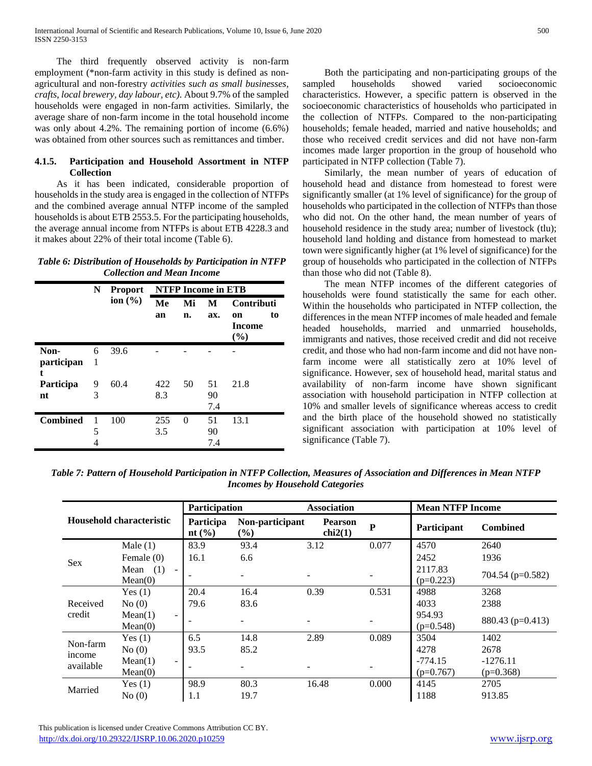The third frequently observed activity is non-farm employment (*non-farm activity in this study is defined as non-agricultural and non-forestry *activities such as small businesses, crafts, local brewery, day labour, etc).* About 9.7% of the sampled households were engaged in non-farm activities. Similarly, the average share of non-farm income in the total household income was only about 4.2%. The remaining portion of income (6.6%) was obtained from other sources such as remittances and timber.

#### 4.1.5. Participation and Household Assortment in NTFP Collection

As it has been indicated, considerable proportion of households in the study area is engaged in the collection of NTFPs and the combined average annual NTFP income of the sampled households is about ETB 2553.5. For the participating households, the average annual income from NTFPs is about ETB 4228.3 and it makes about 22% of their total income (Table 6).

***Table 6: Distribution of Households by Participation in NTFP Collection and Mean Income***

| | N | Proportion (%) | NTFP Income in ETB | | | |
|---|---|---|---|---|---|---|
| | | | Mean | Min. | Max. | Contribution to Income (%) |
| **Non-participant** | 61 | 39.6 | - | - | - | - |
| **Participant** | 93 | 60.4 | 4228.3 | 50 | 51907.4 | 21.8 |
| **Combined** | 154 | 100 | 2553.5 | 0 | 51907.4 | 13.1 |

Both the participating and non-participating groups of the sampled households showed varied socioeconomic characteristics. However, a specific pattern is observed in the socioeconomic characteristics of households who participated in the collection of NTFPs. Compared to the non-participating households; female headed, married and native households; and those who received credit services and did not have non-farm incomes made larger proportion in the group of household who participated in NTFP collection (Table 7).

Similarly, the mean number of years of education of household head and distance from homestead to forest were significantly smaller (at 1% level of significance) for the group of households who participated in the collection of NTFPs than those who did not. On the other hand, the mean number of years of household residence in the study area; number of livestock (tlu); household land holding and distance from homestead to market town were significantly higher (at 1% level of significance) for the group of households who participated in the collection of NTFPs than those who did not (Table 8).

The mean NTFP incomes of the different categories of households were found statistically the same for each other. Within the households who participated in NTFP collection, the differences in the mean NTFP incomes of male headed and female headed households, married and unmarried households, immigrants and natives, those received credit and did not receive credit, and those who had non-farm income and did not have non-farm income were all statistically zero at 10% level of significance. However, sex of household head, marital status and availability of non-farm income have shown significant association with household participation in NTFP collection at 10% and smaller levels of significance whereas access to credit and the birth place of the household showed no statistically significant association with participation at 10% level of significance (Table 7).

***Table 7: Pattern of Household Participation in NTFP Collection, Measures of Association and Differences in Mean NTFP Incomes by Household Categories***

| Household characteristic | | Participation | | Association | | Mean NTFP Income | |
|---|---|---|---|---|---|---|---|
| | | Participant (%) | Non-participant (%) | Pearson chi2(1) | P | Participant | Combined |
| Sex | Male (1) | 83.9 | 93.4 | 3.12 | 0.077 | 4570 | 2640 |
| | Female (0) | 16.1 | 6.6 | | | 2452 | 1936 |
| | Mean (1) - Mean(0) | - | - | - | - | 2117.83 (p=0.223) | 704.54 (p=0.582) |
| Received credit | Yes (1) | 20.4 | 16.4 | 0.39 | 0.531 | 4988 | 3268 |
| | No (0) | 79.6 | 83.6 | | | 4033 | 2388 |
| | Mean(1) - Mean(0) | - | - | - | - | 954.93 (p=0.548) | 880.43 (p=0.413) |
| Non-farm income available | Yes (1) | 6.5 | 14.8 | 2.89 | 0.089 | 3504 | 1402 |
| | No (0) | 93.5 | 85.2 | | | 4278 | 2678 |
| | Mean(1) - Mean(0) | - | - | - | - | -774.15 (p=0.767) | -1276.11 (p=0.368) |
| Married | Yes (1) | 98.9 | 80.3 | 16.48 | 0.000 | 4145 | 2705 |
| | No (0) | 1.1 | 19.7 | | | 1188 | 913.85 |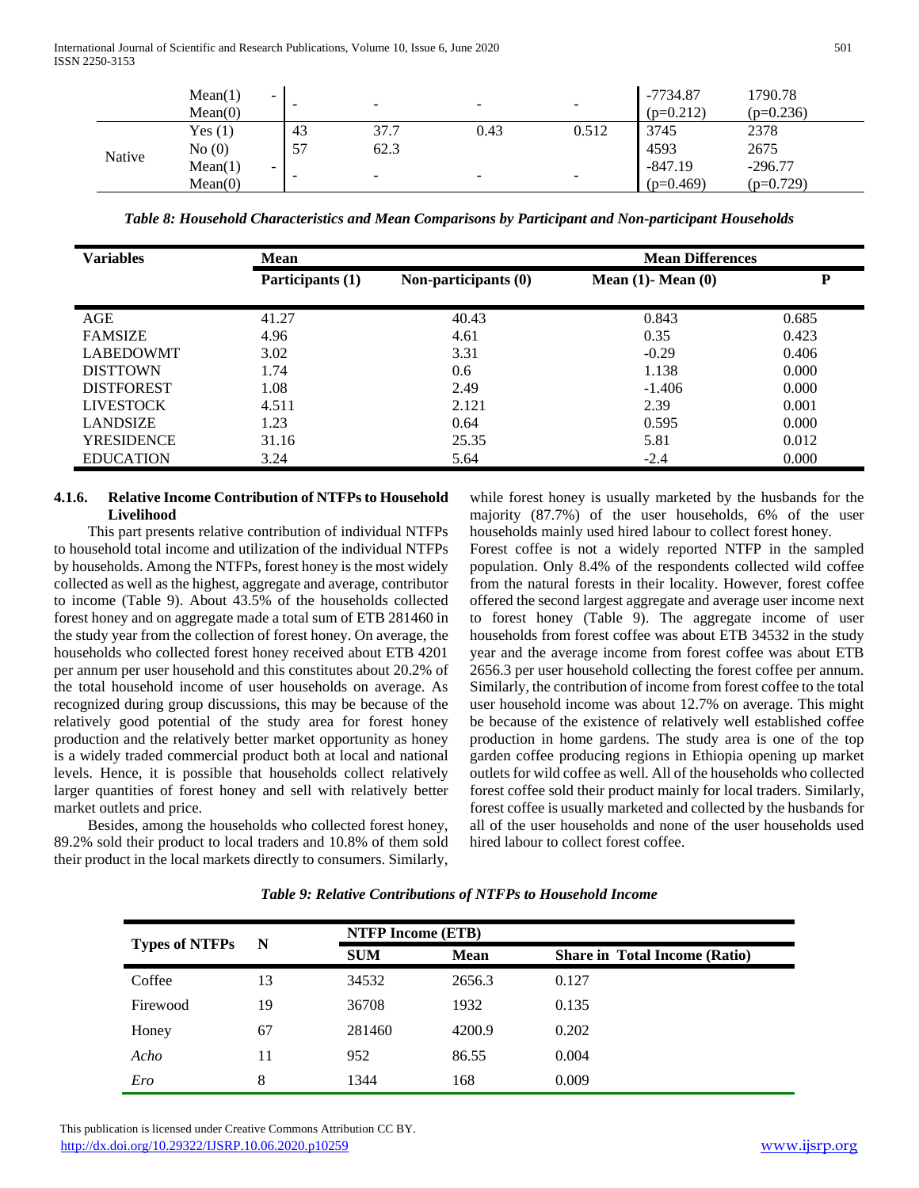| | | | | | | | |
|---|---|---|---|---|---|---|---|
| | Mean(1) - Mean(0) | - | - | - | - | -7734.87 (p=0.212) | 1790.78 (p=0.236) |
| Native | Yes (1) | 43 | 37.7 | 0.43 | 0.512 | 3745 | 2378 |
| | No (0) | 57 | 62.3 | | | 4593 | 2675 |
| | Mean(1) - Mean(0) | - | - | - | - | -847.19 (p=0.469) | -296.77 (p=0.729) |

*Table 8: Household Characteristics and Mean Comparisons by Participant and Non-participant Households*

| Variables | Mean | | Mean Differences | |
|---|---|---|---|---|
| | Participants (1) | Non-participants (0) | Mean (1)- Mean (0) | P |
| AGE | 41.27 | 40.43 | 0.843 | 0.685 |
| FAMSIZE | 4.96 | 4.61 | 0.35 | 0.423 |
| LABEDOWMT | 3.02 | 3.31 | -0.29 | 0.406 |
| DISTTOWN | 1.74 | 0.6 | 1.138 | 0.000 |
| DISTFOREST | 1.08 | 2.49 | -1.406 | 0.000 |
| LIVESTOCK | 4.511 | 2.121 | 2.39 | 0.001 |
| LANDSIZE | 1.23 | 0.64 | 0.595 | 0.000 |
| YRESIDENCE | 31.16 | 25.35 | 5.81 | 0.012 |
| EDUCATION | 3.24 | 5.64 | -2.4 | 0.000 |

#### 4.1.6. Relative Income Contribution of NTFPs to Household Livelihood

This part presents relative contribution of individual NTFPs to household total income and utilization of the individual NTFPs by households. Among the NTFPs, forest honey is the most widely collected as well as the highest, aggregate and average, contributor to income (Table 9). About 43.5% of the households collected forest honey and on aggregate made a total sum of ETB 281460 in the study year from the collection of forest honey. On average, the households who collected forest honey received about ETB 4201 per annum per user household and this constitutes about 20.2% of the total household income of user households on average. As recognized during group discussions, this may be because of the relatively good potential of the study area for forest honey production and the relatively better market opportunity as honey is a widely traded commercial product both at local and national levels. Hence, it is possible that households collect relatively larger quantities of forest honey and sell with relatively better market outlets and price.

Besides, among the households who collected forest honey, 89.2% sold their product to local traders and 10.8% of them sold their product in the local markets directly to consumers. Similarly, while forest honey is usually marketed by the husbands for the majority (87.7%) of the user households, 6% of the user households mainly used hired labour to collect forest honey.

Forest coffee is not a widely reported NTFP in the sampled population. Only 8.4% of the respondents collected wild coffee from the natural forests in their locality. However, forest coffee offered the second largest aggregate and average user income next to forest honey (Table 9). The aggregate income of user households from forest coffee was about ETB 34532 in the study year and the average income from forest coffee was about ETB 2656.3 per user household collecting the forest coffee per annum. Similarly, the contribution of income from forest coffee to the total user household income was about 12.7% on average. This might be because of the existence of relatively well established coffee production in home gardens. The study area is one of the top garden coffee producing regions in Ethiopia opening up market outlets for wild coffee as well. All of the households who collected forest coffee sold their product mainly for local traders. Similarly, forest coffee is usually marketed and collected by the husbands for all of the user households and none of the user households used hired labour to collect forest coffee.

*Table 9: Relative Contributions of NTFPs to Household Income*

| Types of NTFPs | N | NTFP Income (ETB) | | |
|---|---|---|---|---|
| | | SUM | Mean | Share in Total Income (Ratio) |
| Coffee | 13 | 34532 | 2656.3 | 0.127 |
| Firewood | 19 | 36708 | 1932 | 0.135 |
| Honey | 67 | 281460 | 4200.9 | 0.202 |
| *Acho* | 11 | 952 | 86.55 | 0.004 |
| *Ero* | 8 | 1344 | 168 | 0.009 |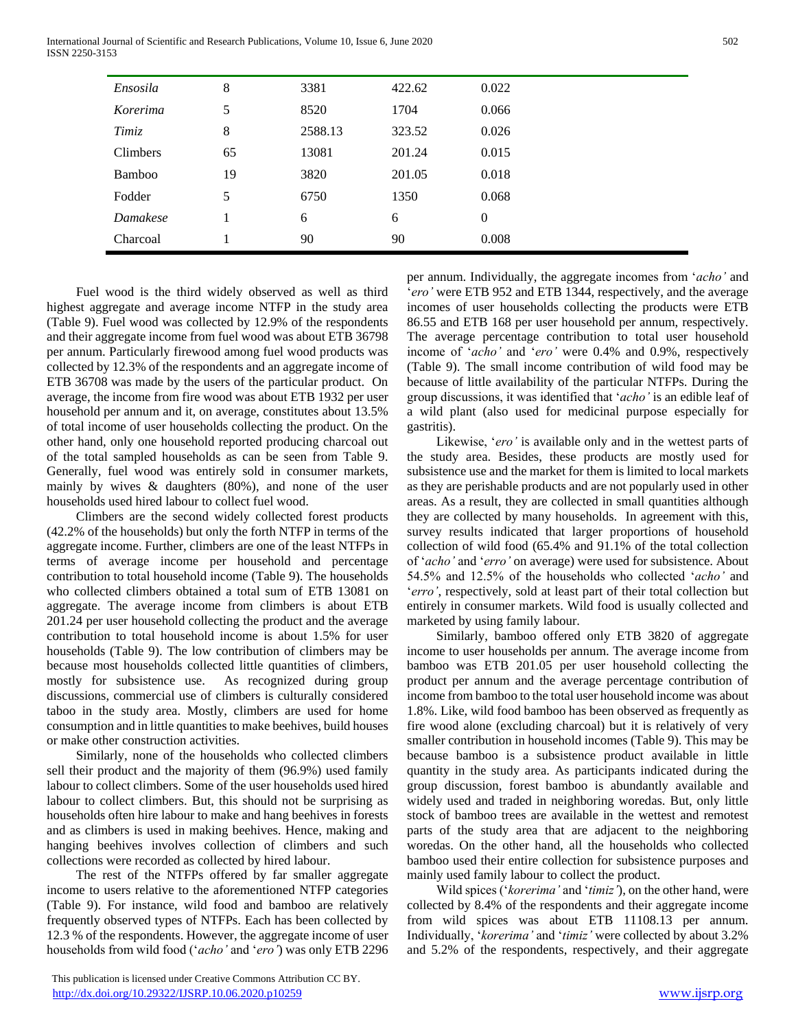| | | | | |
|---|---|---|---|---|
| *Ensosila* | 8 | 3381 | 422.62 | 0.022 |
| *Korerima* | 5 | 8520 | 1704 | 0.066 |
| *Timiz* | 8 | 2588.13 | 323.52 | 0.026 |
| Climbers | 65 | 13081 | 201.24 | 0.015 |
| Bamboo | 19 | 3820 | 201.05 | 0.018 |
| Fodder | 5 | 6750 | 1350 | 0.068 |
| *Damakese* | 1 | 6 | 6 | 0 |
| Charcoal | 1 | 90 | 90 | 0.008 |

Fuel wood is the third widely observed as well as third highest aggregate and average income NTFP in the study area (Table 9). Fuel wood was collected by 12.9% of the respondents and their aggregate income from fuel wood was about ETB 36798 per annum. Particularly firewood among fuel wood products was collected by 12.3% of the respondents and an aggregate income of ETB 36708 was made by the users of the particular product. On average, the income from fire wood was about ETB 1932 per user household per annum and it, on average, constitutes about 13.5% of total income of user households collecting the product. On the other hand, only one household reported producing charcoal out of the total sampled households as can be seen from Table 9. Generally, fuel wood was entirely sold in consumer markets, mainly by wives & daughters (80%), and none of the user households used hired labour to collect fuel wood.

Climbers are the second widely collected forest products (42.2% of the households) but only the forth NTFP in terms of the aggregate income. Further, climbers are one of the least NTFPs in terms of average income per household and percentage contribution to total household income (Table 9). The households who collected climbers obtained a total sum of ETB 13081 on aggregate. The average income from climbers is about ETB 201.24 per user household collecting the product and the average contribution to total household income is about 1.5% for user households (Table 9). The low contribution of climbers may be because most households collected little quantities of climbers, mostly for subsistence use. As recognized during group discussions, commercial use of climbers is culturally considered taboo in the study area. Mostly, climbers are used for home consumption and in little quantities to make beehives, build houses or make other construction activities.

Similarly, none of the households who collected climbers sell their product and the majority of them (96.9%) used family labour to collect climbers. Some of the user households used hired labour to collect climbers. But, this should not be surprising as households often hire labour to make and hang beehives in forests and as climbers is used in making beehives. Hence, making and hanging beehives involves collection of climbers and such collections were recorded as collected by hired labour.

The rest of the NTFPs offered by far smaller aggregate income to users relative to the aforementioned NTFP categories (Table 9). For instance, wild food and bamboo are relatively frequently observed types of NTFPs. Each has been collected by 12.3 % of the respondents. However, the aggregate income of user households from wild food ('*acho'* and '*ero'*) was only ETB 2296 per annum. Individually, the aggregate incomes from '*acho'* and '*ero'* were ETB 952 and ETB 1344, respectively, and the average incomes of user households collecting the products were ETB 86.55 and ETB 168 per user household per annum, respectively. The average percentage contribution to total user household income of '*acho'* and '*ero'* were 0.4% and 0.9%, respectively (Table 9). The small income contribution of wild food may be because of little availability of the particular NTFPs. During the group discussions, it was identified that '*acho'* is an edible leaf of a wild plant (also used for medicinal purpose especially for gastritis).

Likewise, '*ero'* is available only and in the wettest parts of the study area. Besides, these products are mostly used for subsistence use and the market for them is limited to local markets as they are perishable products and are not popularly used in other areas. As a result, they are collected in small quantities although they are collected by many households. In agreement with this, survey results indicated that larger proportions of household collection of wild food (65.4% and 91.1% of the total collection of '*acho'* and '*erro'* on average) were used for subsistence. About 54.5% and 12.5% of the households who collected '*acho'* and '*erro'*, respectively, sold at least part of their total collection but entirely in consumer markets. Wild food is usually collected and marketed by using family labour.

Similarly, bamboo offered only ETB 3820 of aggregate income to user households per annum. The average income from bamboo was ETB 201.05 per user household collecting the product per annum and the average percentage contribution of income from bamboo to the total user household income was about 1.8%. Like, wild food bamboo has been observed as frequently as fire wood alone (excluding charcoal) but it is relatively of very smaller contribution in household incomes (Table 9). This may be because bamboo is a subsistence product available in little quantity in the study area. As participants indicated during the group discussion, forest bamboo is abundantly available and widely used and traded in neighboring woredas. But, only little stock of bamboo trees are available in the wettest and remotest parts of the study area that are adjacent to the neighboring woredas. On the other hand, all the households who collected bamboo used their entire collection for subsistence purposes and mainly used family labour to collect the product.

Wild spices ('*korerima'* and '*timiz'*), on the other hand, were collected by 8.4% of the respondents and their aggregate income from wild spices was about ETB 11108.13 per annum. Individually, '*korerima'* and '*timiz'* were collected by about 3.2% and 5.2% of the respondents, respectively, and their aggregate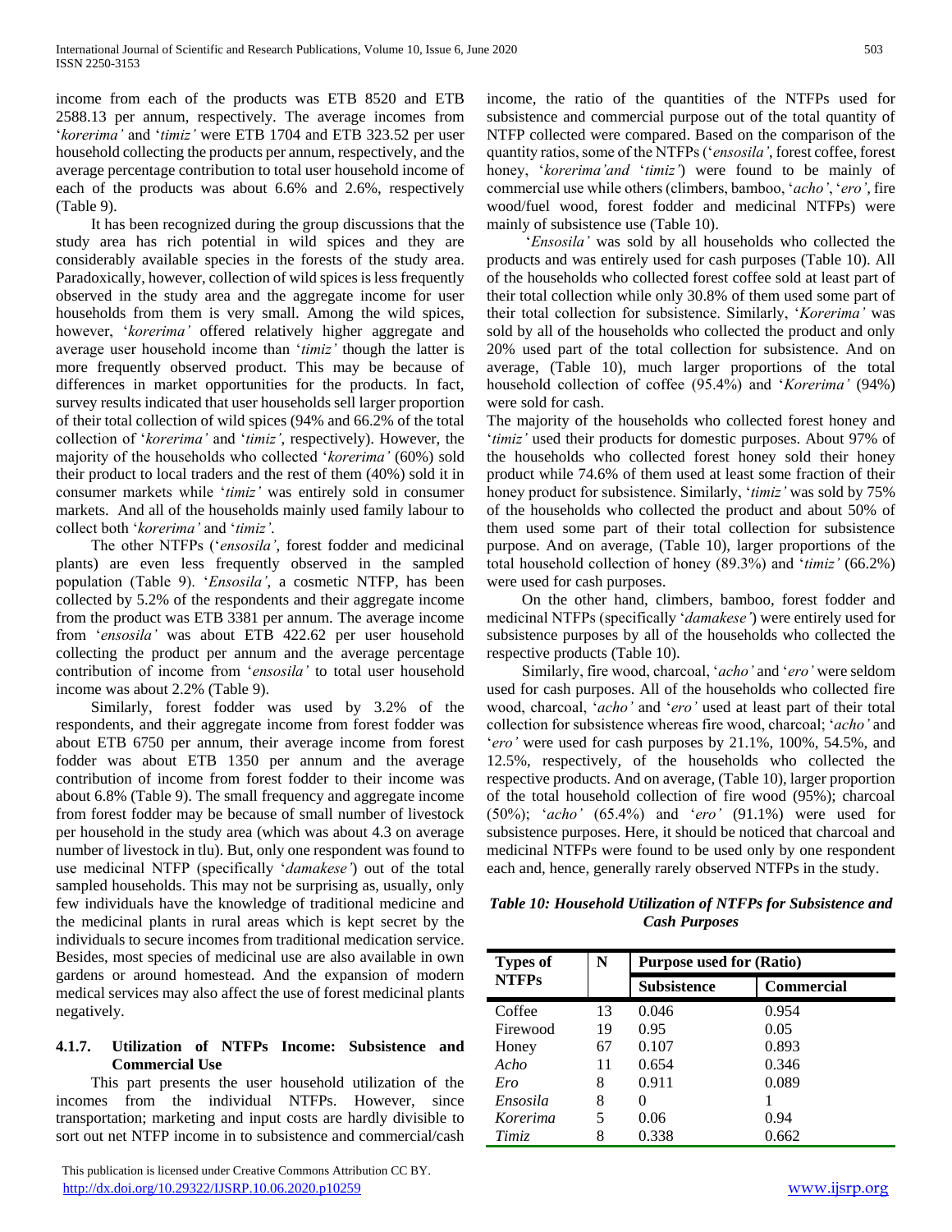income from each of the products was ETB 8520 and ETB 2588.13 per annum, respectively. The average incomes from '*korerima'* and '*timiz'* were ETB 1704 and ETB 323.52 per user household collecting the products per annum, respectively, and the average percentage contribution to total user household income of each of the products was about 6.6% and 2.6%, respectively (Table 9).

It has been recognized during the group discussions that the study area has rich potential in wild spices and they are considerably available species in the forests of the study area. Paradoxically, however, collection of wild spices is less frequently observed in the study area and the aggregate income for user households from them is very small. Among the wild spices, however, '*korerima'* offered relatively higher aggregate and average user household income than '*timiz'* though the latter is more frequently observed product. This may be because of differences in market opportunities for the products. In fact, survey results indicated that user households sell larger proportion of their total collection of wild spices (94% and 66.2% of the total collection of '*korerima'* and '*timiz'*, respectively). However, the majority of the households who collected '*korerima'* (60%) sold their product to local traders and the rest of them (40%) sold it in consumer markets while '*timiz'* was entirely sold in consumer markets. And all of the households mainly used family labour to collect both '*korerima'* and '*timiz'*.

The other NTFPs ('*ensosila'*, forest fodder and medicinal plants) are even less frequently observed in the sampled population (Table 9). '*Ensosila'*, a cosmetic NTFP, has been collected by 5.2% of the respondents and their aggregate income from the product was ETB 3381 per annum. The average income from '*ensosila'* was about ETB 422.62 per user household collecting the product per annum and the average percentage contribution of income from '*ensosila'* to total user household income was about 2.2% (Table 9).

Similarly, forest fodder was used by 3.2% of the respondents, and their aggregate income from forest fodder was about ETB 6750 per annum, their average income from forest fodder was about ETB 1350 per annum and the average contribution of income from forest fodder to their income was about 6.8% (Table 9). The small frequency and aggregate income from forest fodder may be because of small number of livestock per household in the study area (which was about 4.3 on average number of livestock in tlu). But, only one respondent was found to use medicinal NTFP (specifically '*damakese'*) out of the total sampled households. This may not be surprising as, usually, only few individuals have the knowledge of traditional medicine and the medicinal plants in rural areas which is kept secret by the individuals to secure incomes from traditional medication service. Besides, most species of medicinal use are also available in own gardens or around homestead. And the expansion of modern medical services may also affect the use of forest medicinal plants negatively.

### 4.1.7. Utilization of NTFPs Income: Subsistence and Commercial Use

This part presents the user household utilization of the incomes from the individual NTFPs. However, since transportation; marketing and input costs are hardly divisible to sort out net NTFP income in to subsistence and commercial/cash income, the ratio of the quantities of the NTFPs used for subsistence and commercial purpose out of the total quantity of NTFP collected were compared. Based on the comparison of the quantity ratios, some of the NTFPs ('*ensosila'*, forest coffee, forest honey, '*korerima'and* '*timiz'*) were found to be mainly of commercial use while others (climbers, bamboo, '*acho'*, '*ero'*, fire wood/fuel wood, forest fodder and medicinal NTFPs) were mainly of subsistence use (Table 10).

'*Ensosila'* was sold by all households who collected the products and was entirely used for cash purposes (Table 10). All of the households who collected forest coffee sold at least part of their total collection while only 30.8% of them used some part of their total collection for subsistence. Similarly, '*Korerima'* was sold by all of the households who collected the product and only 20% used part of the total collection for subsistence. And on average, (Table 10), much larger proportions of the total household collection of coffee (95.4%) and '*Korerima'* (94%) were sold for cash.

The majority of the households who collected forest honey and '*timiz'* used their products for domestic purposes. About 97% of the households who collected forest honey sold their honey product while 74.6% of them used at least some fraction of their honey product for subsistence. Similarly, '*timiz'* was sold by 75% of the households who collected the product and about 50% of them used some part of their total collection for subsistence purpose. And on average, (Table 10), larger proportions of the total household collection of honey (89.3%) and '*timiz'* (66.2%) were used for cash purposes.

On the other hand, climbers, bamboo, forest fodder and medicinal NTFPs (specifically '*damakese'*) were entirely used for subsistence purposes by all of the households who collected the respective products (Table 10).

Similarly, fire wood, charcoal, '*acho'* and '*ero'* were seldom used for cash purposes. All of the households who collected fire wood, charcoal, '*acho'* and '*ero'* used at least part of their total collection for subsistence whereas fire wood, charcoal; '*acho'* and '*ero'* were used for cash purposes by 21.1%, 100%, 54.5%, and 12.5%, respectively, of the households who collected the respective products. And on average, (Table 10), larger proportion of the total household collection of fire wood (95%); charcoal (50%); '*acho'* (65.4%) and '*ero'* (91.1%) were used for subsistence purposes. Here, it should be noticed that charcoal and medicinal NTFPs were found to be used only by one respondent each and, hence, generally rarely observed NTFPs in the study.

***Table 10: Household Utilization of NTFPs for Subsistence and Cash Purposes***

| Types of NTFPs | N | Purpose used for (Ratio) | |
|---|---|---|---|
| | | **Subsistence** | **Commercial** |
| Coffee | 13 | 0.046 | 0.954 |
| Firewood | 19 | 0.95 | 0.05 |
| Honey | 67 | 0.107 | 0.893 |
| *Acho* | 11 | 0.654 | 0.346 |
| *Ero* | 8 | 0.911 | 0.089 |
| *Ensosila* | 8 | 0 | 1 |
| *Korerima* | 5 | 0.06 | 0.94 |
| *Timiz* | 8 | 0.338 | 0.662 |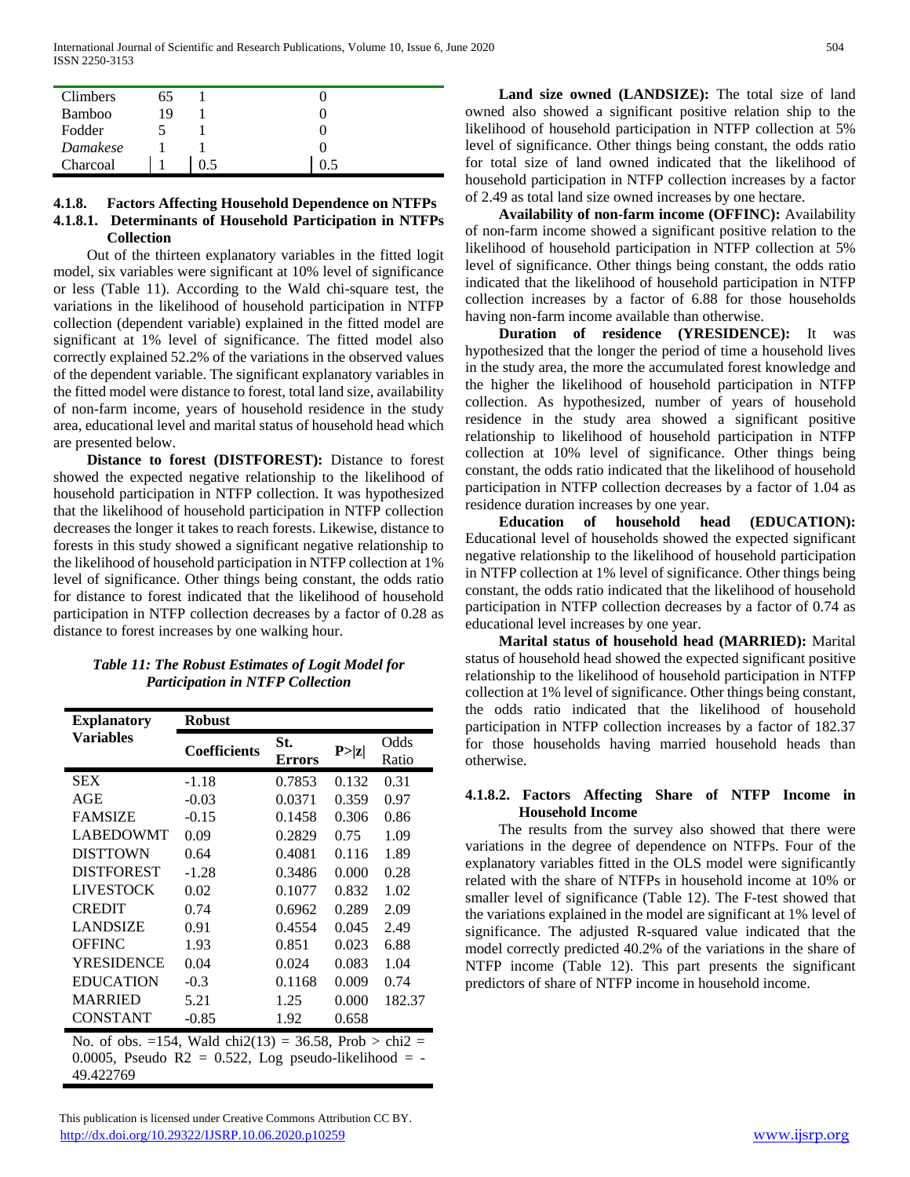| | | |
|---|---|---|
| Climbers | 65 | 1 | 0 |
| Bamboo | 19 | 1 | 0 |
| Fodder | 5 | 1 | 0 |
| *Damakese* | 1 | 1 | 0 |
| Charcoal | 1 | 0.5 | 0.5 |

#### 4.1.8. Factors Affecting Household Dependence on NTFPs

##### 4.1.8.1. Determinants of Household Participation in NTFPs Collection

Out of the thirteen explanatory variables in the fitted logit model, six variables were significant at 10% level of significance or less (Table 11). According to the Wald chi-square test, the variations in the likelihood of household participation in NTFP collection (dependent variable) explained in the fitted model are significant at 1% level of significance. The fitted model also correctly explained 52.2% of the variations in the observed values of the dependent variable. The significant explanatory variables in the fitted model were distance to forest, total land size, availability of non-farm income, years of household residence in the study area, educational level and marital status of household head which are presented below.

**Distance to forest (DISTFOREST):** Distance to forest showed the expected negative relationship to the likelihood of household participation in NTFP collection. It was hypothesized that the likelihood of household participation in NTFP collection decreases the longer it takes to reach forests. Likewise, distance to forests in this study showed a significant negative relationship to the likelihood of household participation in NTFP collection at 1% level of significance. Other things being constant, the odds ratio for distance to forest indicated that the likelihood of household participation in NTFP collection decreases by a factor of 0.28 as distance to forest increases by one walking hour.

***Table 11: The Robust Estimates of Logit Model for Participation in NTFP Collection***

| Explanatory Variables | Robust | | | |
|---|---|---|---|---|
| | Coefficients | St. Errors | P>\|z\| | Odds Ratio |
| SEX | -1.18 | 0.7853 | 0.132 | 0.31 |
| AGE | -0.03 | 0.0371 | 0.359 | 0.97 |
| FAMSIZE | -0.15 | 0.1458 | 0.306 | 0.86 |
| LABEDOWMT | 0.09 | 0.2829 | 0.75 | 1.09 |
| DISTTOWN | 0.64 | 0.4081 | 0.116 | 1.89 |
| DISTFOREST | -1.28 | 0.3486 | 0.000 | 0.28 |
| LIVESTOCK | 0.02 | 0.1077 | 0.832 | 1.02 |
| CREDIT | 0.74 | 0.6962 | 0.289 | 2.09 |
| LANDSIZE | 0.91 | 0.4554 | 0.045 | 2.49 |
| OFFINC | 1.93 | 0.851 | 0.023 | 6.88 |
| YRESIDENCE | 0.04 | 0.024 | 0.083 | 1.04 |
| EDUCATION | -0.3 | 0.1168 | 0.009 | 0.74 |
| MARRIED | 5.21 | 1.25 | 0.000 | 182.37 |
| CONSTANT | -0.85 | 1.92 | 0.658 | |

No. of obs. =154, Wald chi2(13) = 36.58, Prob > chi2 = 0.0005, Pseudo R2 = 0.522, Log pseudo-likelihood = -49.422769

**Land size owned (LANDSIZE):** The total size of land owned also showed a significant positive relation ship to the likelihood of household participation in NTFP collection at 5% level of significance. Other things being constant, the odds ratio for total size of land owned indicated that the likelihood of household participation in NTFP collection increases by a factor of 2.49 as total land size owned increases by one hectare.

**Availability of non-farm income (OFFINC):** Availability of non-farm income showed a significant positive relation to the likelihood of household participation in NTFP collection at 5% level of significance. Other things being constant, the odds ratio indicated that the likelihood of household participation in NTFP collection increases by a factor of 6.88 for those households having non-farm income available than otherwise.

**Duration of residence (YRESIDENCE):** It was hypothesized that the longer the period of time a household lives in the study area, the more the accumulated forest knowledge and the higher the likelihood of household participation in NTFP collection. As hypothesized, number of years of household residence in the study area showed a significant positive relationship to likelihood of household participation in NTFP collection at 10% level of significance. Other things being constant, the odds ratio indicated that the likelihood of household participation in NTFP collection decreases by a factor of 1.04 as residence duration increases by one year.

**Education of household head (EDUCATION):** Educational level of households showed the expected significant negative relationship to the likelihood of household participation in NTFP collection at 1% level of significance. Other things being constant, the odds ratio indicated that the likelihood of household participation in NTFP collection decreases by a factor of 0.74 as educational level increases by one year.

**Marital status of household head (MARRIED):** Marital status of household head showed the expected significant positive relationship to the likelihood of household participation in NTFP collection at 1% level of significance. Other things being constant, the odds ratio indicated that the likelihood of household participation in NTFP collection increases by a factor of 182.37 for those households having married household heads than otherwise.

##### 4.1.8.2. Factors Affecting Share of NTFP Income in Household Income

The results from the survey also showed that there were variations in the degree of dependence on NTFPs. Four of the explanatory variables fitted in the OLS model were significantly related with the share of NTFPs in household income at 10% or smaller level of significance (Table 12). The F-test showed that the variations explained in the model are significant at 1% level of significance. The adjusted R-squared value indicated that the model correctly predicted 40.2% of the variations in the share of NTFP income (Table 12). This part presents the significant predictors of share of NTFP income in household income.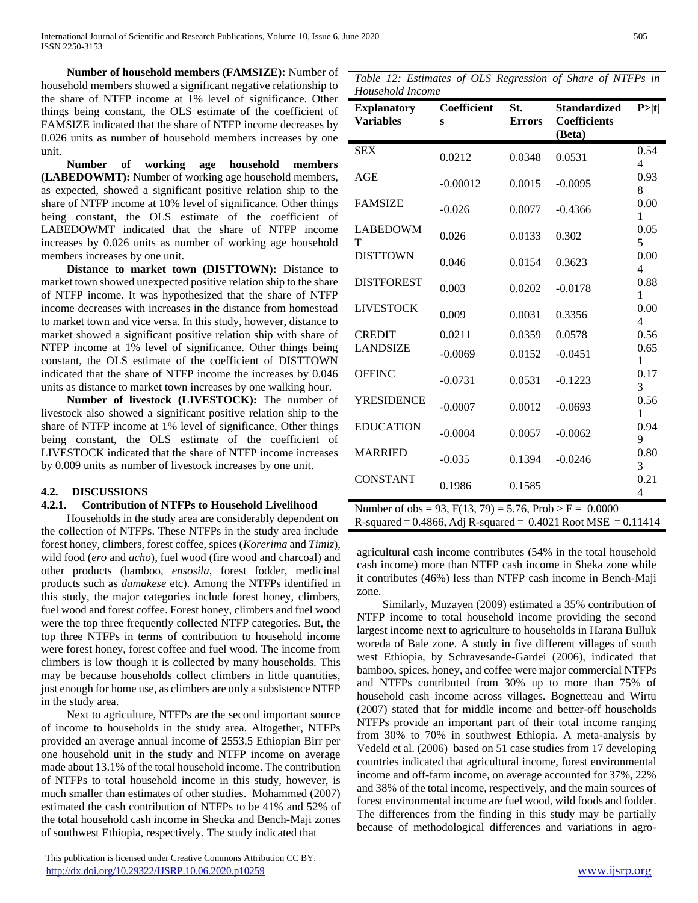**Number of household members (FAMSIZE):** Number of household members showed a significant negative relationship to the share of NTFP income at 1% level of significance. Other things being constant, the OLS estimate of the coefficient of FAMSIZE indicated that the share of NTFP income decreases by 0.026 units as number of household members increases by one unit.

**Number of working age household members (LABEDOWMT):** Number of working age household members, as expected, showed a significant positive relation ship to the share of NTFP income at 10% level of significance. Other things being constant, the OLS estimate of the coefficient of LABEDOWMT indicated that the share of NTFP income increases by 0.026 units as number of working age household members increases by one unit.

**Distance to market town (DISTTOWN):** Distance to market town showed unexpected positive relation ship to the share of NTFP income. It was hypothesized that the share of NTFP income decreases with increases in the distance from homestead to market town and vice versa. In this study, however, distance to market showed a significant positive relation ship with share of NTFP income at 1% level of significance. Other things being constant, the OLS estimate of the coefficient of DISTTOWN indicated that the share of NTFP income the increases by 0.046 units as distance to market town increases by one walking hour.

**Number of livestock (LIVESTOCK):** The number of livestock also showed a significant positive relation ship to the share of NTFP income at 1% level of significance. Other things being constant, the OLS estimate of the coefficient of LIVESTOCK indicated that the share of NTFP income increases by 0.009 units as number of livestock increases by one unit.

*Table 12: Estimates of OLS Regression of Share of NTFPs in Household Income*

| Explanatory Variables | Coefficients | St. Errors | Standardized Coefficients (Beta) | P>\|t\| |
|---|---|---|---|---|
| SEX | 0.0212 | 0.0348 | 0.0531 | 0.544 |
| AGE | -0.00012 | 0.0015 | -0.0095 | 0.938 |
| FAMSIZE | -0.026 | 0.0077 | -0.4366 | 0.001 |
| LABEDOWMT | 0.026 | 0.0133 | 0.302 | 0.055 |
| DISTTOWN | 0.046 | 0.0154 | 0.3623 | 0.004 |
| DISTFOREST | 0.003 | 0.0202 | -0.0178 | 0.881 |
| LIVESTOCK | 0.009 | 0.0031 | 0.3356 | 0.004 |
| CREDIT | 0.0211 | 0.0359 | 0.0578 | 0.56 |
| LANDSIZE | -0.0069 | 0.0152 | -0.0451 | 0.651 |
| OFFINC | -0.0731 | 0.0531 | -0.1223 | 0.173 |
| YRESIDENCE | -0.0007 | 0.0012 | -0.0693 | 0.561 |
| EDUCATION | -0.0004 | 0.0057 | -0.0062 | 0.949 |
| MARRIED | -0.035 | 0.1394 | -0.0246 | 0.803 |
| CONSTANT | 0.1986 | 0.1585 | | 0.214 |

Number of obs = 93, $F(13, 79) = 5.76$, Prob > F = 0.0000
R-squared = 0.4866, Adj R-squared = 0.4021 Root MSE = 0.11414

### 4.2. DISCUSSIONS

#### 4.2.1. Contribution of NTFPs to Household Livelihood

Households in the study area are considerably dependent on the collection of NTFPs. These NTFPs in the study area include forest honey, climbers, forest coffee, spices (*Korerima* and *Timiz*), wild food (*ero* and *acho*), fuel wood (fire wood and charcoal) and other products (bamboo, *ensosila*, forest fodder, medicinal products such as *damakese* etc). Among the NTFPs identified in this study, the major categories include forest honey, climbers, fuel wood and forest coffee. Forest honey, climbers and fuel wood were the top three frequently collected NTFP categories. But, the top three NTFPs in terms of contribution to household income were forest honey, forest coffee and fuel wood. The income from climbers is low though it is collected by many households. This may be because households collect climbers in little quantities, just enough for home use, as climbers are only a subsistence NTFP in the study area.

Next to agriculture, NTFPs are the second important source of income to households in the study area. Altogether, NTFPs provided an average annual income of 2553.5 Ethiopian Birr per one household unit in the study and NTFP income on average made about 13.1% of the total household income. The contribution of NTFPs to total household income in this study, however, is much smaller than estimates of other studies. Mohammed (2007) estimated the cash contribution of NTFPs to be 41% and 52% of the total household cash income in Shecka and Bench-Maji zones of southwest Ethiopia, respectively. The study indicated that agricultural cash income contributes (54% in the total household cash income) more than NTFP cash income in Sheka zone while it contributes (46%) less than NTFP cash income in Bench-Maji zone.

Similarly, Muzayen (2009) estimated a 35% contribution of NTFP income to total household income providing the second largest income next to agriculture to households in Harana Bulluk woreda of Bale zone. A study in five different villages of south west Ethiopia, by Schravesande-Gardei (2006), indicated that bamboo, spices, honey, and coffee were major commercial NTFPs and NTFPs contributed from 30% up to more than 75% of household cash income across villages. Bognetteau and Wirtu (2007) stated that for middle income and better-off households NTFPs provide an important part of their total income ranging from 30% to 70% in southwest Ethiopia. A meta-analysis by Vedeld et al. (2006) based on 51 case studies from 17 developing countries indicated that agricultural income, forest environmental income and off-farm income, on average accounted for 37%, 22% and 38% of the total income, respectively, and the main sources of forest environmental income are fuel wood, wild foods and fodder. The differences from the finding in this study may be partially because of methodological differences and variations in agro-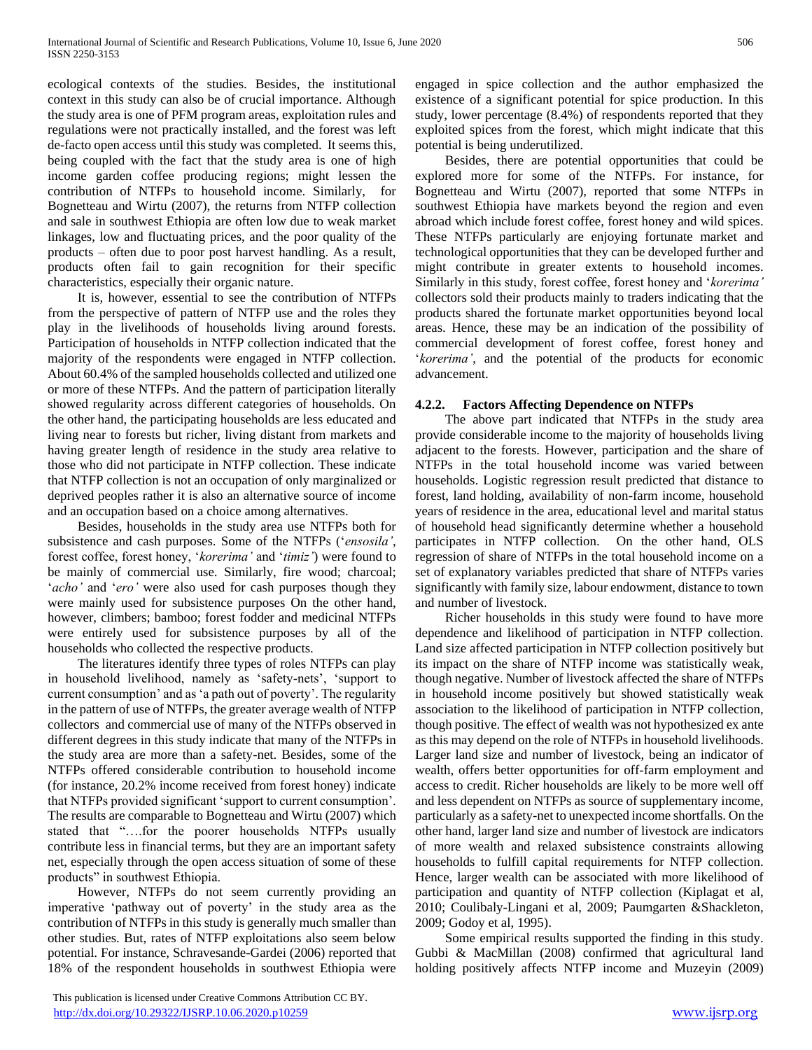ecological contexts of the studies. Besides, the institutional context in this study can also be of crucial importance. Although the study area is one of PFM program areas, exploitation rules and regulations were not practically installed, and the forest was left de-facto open access until this study was completed. It seems this, being coupled with the fact that the study area is one of high income garden coffee producing regions; might lessen the contribution of NTFPs to household income. Similarly, for Bognetteau and Wirtu (2007), the returns from NTFP collection and sale in southwest Ethiopia are often low due to weak market linkages, low and fluctuating prices, and the poor quality of the products – often due to poor post harvest handling. As a result, products often fail to gain recognition for their specific characteristics, especially their organic nature.

It is, however, essential to see the contribution of NTFPs from the perspective of pattern of NTFP use and the roles they play in the livelihoods of households living around forests. Participation of households in NTFP collection indicated that the majority of the respondents were engaged in NTFP collection. About 60.4% of the sampled households collected and utilized one or more of these NTFPs. And the pattern of participation literally showed regularity across different categories of households. On the other hand, the participating households are less educated and living near to forests but richer, living distant from markets and having greater length of residence in the study area relative to those who did not participate in NTFP collection. These indicate that NTFP collection is not an occupation of only marginalized or deprived peoples rather it is also an alternative source of income and an occupation based on a choice among alternatives.

Besides, households in the study area use NTFPs both for subsistence and cash purposes. Some of the NTFPs ('*ensosila'*, forest coffee, forest honey, '*korerima'* and '*timiz'*) were found to be mainly of commercial use. Similarly, fire wood; charcoal; '*acho'* and '*ero'* were also used for cash purposes though they were mainly used for subsistence purposes On the other hand, however, climbers; bamboo; forest fodder and medicinal NTFPs were entirely used for subsistence purposes by all of the households who collected the respective products.

The literatures identify three types of roles NTFPs can play in household livelihood, namely as 'safety-nets', 'support to current consumption' and as 'a path out of poverty'. The regularity in the pattern of use of NTFPs, the greater average wealth of NTFP collectors and commercial use of many of the NTFPs observed in different degrees in this study indicate that many of the NTFPs in the study area are more than a safety-net. Besides, some of the NTFPs offered considerable contribution to household income (for instance, 20.2% income received from forest honey) indicate that NTFPs provided significant 'support to current consumption'. The results are comparable to Bognetteau and Wirtu (2007) which stated that "….for the poorer households NTFPs usually contribute less in financial terms, but they are an important safety net, especially through the open access situation of some of these products" in southwest Ethiopia.

However, NTFPs do not seem currently providing an imperative 'pathway out of poverty' in the study area as the contribution of NTFPs in this study is generally much smaller than other studies. But, rates of NTFP exploitations also seem below potential. For instance, Schravesande-Gardei (2006) reported that 18% of the respondent households in southwest Ethiopia were engaged in spice collection and the author emphasized the existence of a significant potential for spice production. In this study, lower percentage (8.4%) of respondents reported that they exploited spices from the forest, which might indicate that this potential is being underutilized.

Besides, there are potential opportunities that could be explored more for some of the NTFPs. For instance, for Bognetteau and Wirtu (2007), reported that some NTFPs in southwest Ethiopia have markets beyond the region and even abroad which include forest coffee, forest honey and wild spices. These NTFPs particularly are enjoying fortunate market and technological opportunities that they can be developed further and might contribute in greater extents to household incomes. Similarly in this study, forest coffee, forest honey and '*korerima'* collectors sold their products mainly to traders indicating that the products shared the fortunate market opportunities beyond local areas. Hence, these may be an indication of the possibility of commercial development of forest coffee, forest honey and '*korerima'*, and the potential of the products for economic advancement.

#### 4.2.2. Factors Affecting Dependence on NTFPs

The above part indicated that NTFPs in the study area provide considerable income to the majority of households living adjacent to the forests. However, participation and the share of NTFPs in the total household income was varied between households. Logistic regression result predicted that distance to forest, land holding, availability of non-farm income, household years of residence in the area, educational level and marital status of household head significantly determine whether a household participates in NTFP collection. On the other hand, OLS regression of share of NTFPs in the total household income on a set of explanatory variables predicted that share of NTFPs varies significantly with family size, labour endowment, distance to town and number of livestock.

Richer households in this study were found to have more dependence and likelihood of participation in NTFP collection. Land size affected participation in NTFP collection positively but its impact on the share of NTFP income was statistically weak, though negative. Number of livestock affected the share of NTFPs in household income positively but showed statistically weak association to the likelihood of participation in NTFP collection, though positive. The effect of wealth was not hypothesized ex ante as this may depend on the role of NTFPs in household livelihoods. Larger land size and number of livestock, being an indicator of wealth, offers better opportunities for off-farm employment and access to credit. Richer households are likely to be more well off and less dependent on NTFPs as source of supplementary income, particularly as a safety-net to unexpected income shortfalls. On the other hand, larger land size and number of livestock are indicators of more wealth and relaxed subsistence constraints allowing households to fulfill capital requirements for NTFP collection. Hence, larger wealth can be associated with more likelihood of participation and quantity of NTFP collection (Kiplagat et al, 2010; Coulibaly-Lingani et al, 2009; Paumgarten &Shackleton, 2009; Godoy et al, 1995).

Some empirical results supported the finding in this study. Gubbi & MacMillan (2008) confirmed that agricultural land holding positively affects NTFP income and Muzeyin (2009)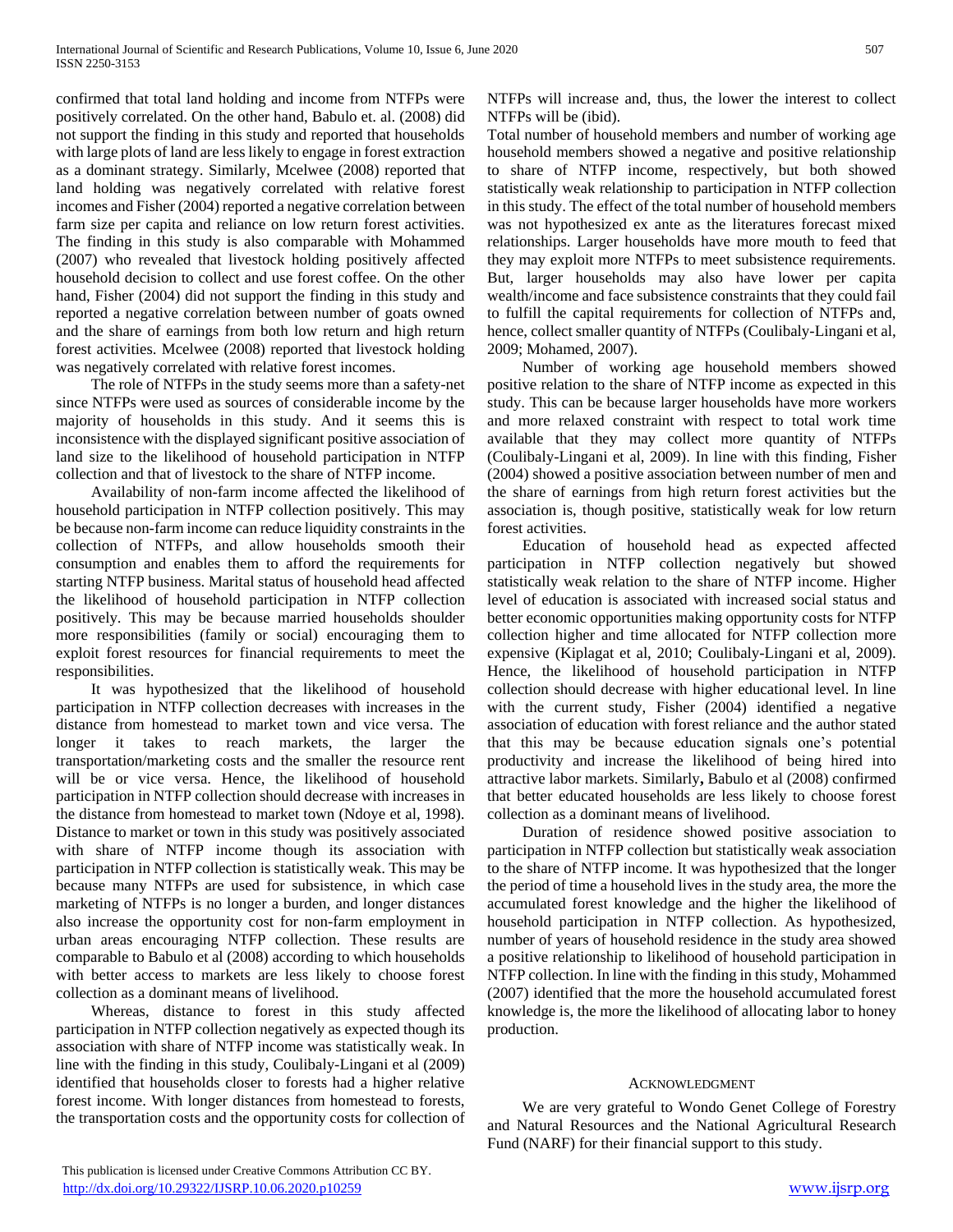confirmed that total land holding and income from NTFPs were positively correlated. On the other hand, Babulo et. al. (2008) did not support the finding in this study and reported that households with large plots of land are less likely to engage in forest extraction as a dominant strategy. Similarly, Mcelwee (2008) reported that land holding was negatively correlated with relative forest incomes and Fisher (2004) reported a negative correlation between farm size per capita and reliance on low return forest activities. The finding in this study is also comparable with Mohammed (2007) who revealed that livestock holding positively affected household decision to collect and use forest coffee. On the other hand, Fisher (2004) did not support the finding in this study and reported a negative correlation between number of goats owned and the share of earnings from both low return and high return forest activities. Mcelwee (2008) reported that livestock holding was negatively correlated with relative forest incomes.

The role of NTFPs in the study seems more than a safety-net since NTFPs were used as sources of considerable income by the majority of households in this study. And it seems this is inconsistence with the displayed significant positive association of land size to the likelihood of household participation in NTFP collection and that of livestock to the share of NTFP income.

Availability of non-farm income affected the likelihood of household participation in NTFP collection positively. This may be because non-farm income can reduce liquidity constraints in the collection of NTFPs, and allow households smooth their consumption and enables them to afford the requirements for starting NTFP business. Marital status of household head affected the likelihood of household participation in NTFP collection positively. This may be because married households shoulder more responsibilities (family or social) encouraging them to exploit forest resources for financial requirements to meet the responsibilities.

It was hypothesized that the likelihood of household participation in NTFP collection decreases with increases in the distance from homestead to market town and vice versa. The longer it takes to reach markets, the larger the transportation/marketing costs and the smaller the resource rent will be or vice versa. Hence, the likelihood of household participation in NTFP collection should decrease with increases in the distance from homestead to market town (Ndoye et al, 1998). Distance to market or town in this study was positively associated with share of NTFP income though its association with participation in NTFP collection is statistically weak. This may be because many NTFPs are used for subsistence, in which case marketing of NTFPs is no longer a burden, and longer distances also increase the opportunity cost for non-farm employment in urban areas encouraging NTFP collection. These results are comparable to Babulo et al (2008) according to which households with better access to markets are less likely to choose forest collection as a dominant means of livelihood.

Whereas, distance to forest in this study affected participation in NTFP collection negatively as expected though its association with share of NTFP income was statistically weak. In line with the finding in this study, Coulibaly-Lingani et al (2009) identified that households closer to forests had a higher relative forest income. With longer distances from homestead to forests, the transportation costs and the opportunity costs for collection of NTFPs will increase and, thus, the lower the interest to collect NTFPs will be (ibid).

Total number of household members and number of working age household members showed a negative and positive relationship to share of NTFP income, respectively, but both showed statistically weak relationship to participation in NTFP collection in this study. The effect of the total number of household members was not hypothesized ex ante as the literatures forecast mixed relationships. Larger households have more mouth to feed that they may exploit more NTFPs to meet subsistence requirements. But, larger households may also have lower per capita wealth/income and face subsistence constraints that they could fail to fulfill the capital requirements for collection of NTFPs and, hence, collect smaller quantity of NTFPs (Coulibaly-Lingani et al, 2009; Mohamed, 2007).

Number of working age household members showed positive relation to the share of NTFP income as expected in this study. This can be because larger households have more workers and more relaxed constraint with respect to total work time available that they may collect more quantity of NTFPs (Coulibaly-Lingani et al, 2009). In line with this finding, Fisher (2004) showed a positive association between number of men and the share of earnings from high return forest activities but the association is, though positive, statistically weak for low return forest activities.

Education of household head as expected affected participation in NTFP collection negatively but showed statistically weak relation to the share of NTFP income. Higher level of education is associated with increased social status and better economic opportunities making opportunity costs for NTFP collection higher and time allocated for NTFP collection more expensive (Kiplagat et al, 2010; Coulibaly-Lingani et al, 2009). Hence, the likelihood of household participation in NTFP collection should decrease with higher educational level. In line with the current study, Fisher (2004) identified a negative association of education with forest reliance and the author stated that this may be because education signals one's potential productivity and increase the likelihood of being hired into attractive labor markets. Similarly**,** Babulo et al (2008) confirmed that better educated households are less likely to choose forest collection as a dominant means of livelihood.

Duration of residence showed positive association to participation in NTFP collection but statistically weak association to the share of NTFP income. It was hypothesized that the longer the period of time a household lives in the study area, the more the accumulated forest knowledge and the higher the likelihood of household participation in NTFP collection. As hypothesized, number of years of household residence in the study area showed a positive relationship to likelihood of household participation in NTFP collection. In line with the finding in this study, Mohammed (2007) identified that the more the household accumulated forest knowledge is, the more the likelihood of allocating labor to honey production.

## ACKNOWLEDGMENT

We are very grateful to Wondo Genet College of Forestry and Natural Resources and the National Agricultural Research Fund (NARF) for their financial support to this study.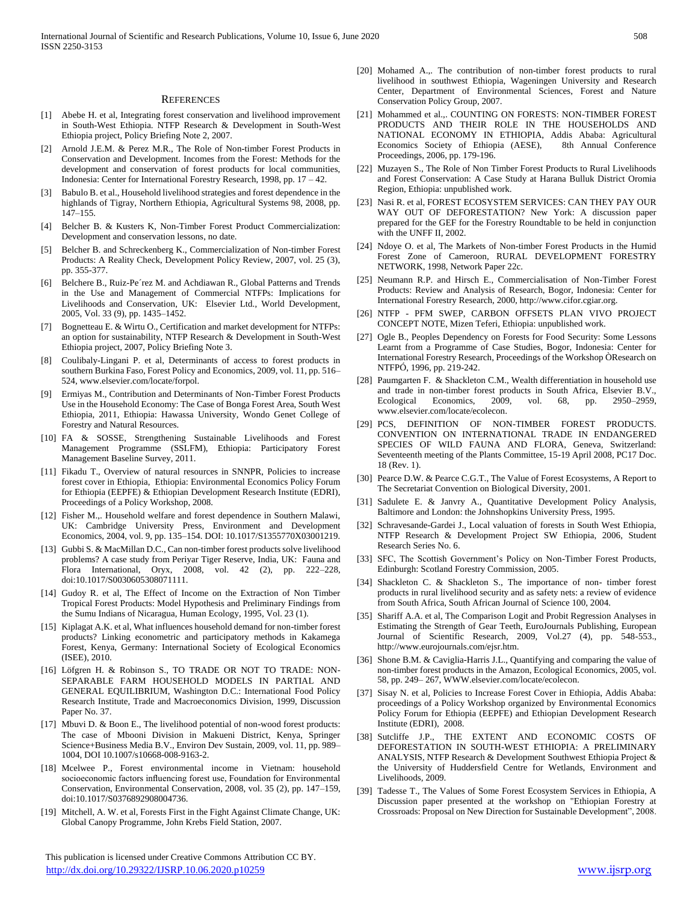## REFERENCES

[1] Abebe H. et al, Integrating forest conservation and livelihood improvement in South-West Ethiopia. NTFP Research & Development in South-West Ethiopia project, Policy Briefing Note 2, 2007.

[2] Arnold J.E.M. & Perez M.R., The Role of Non-timber Forest Products in Conservation and Development. Incomes from the Forest: Methods for the development and conservation of forest products for local communities, Indonesia: Center for International Forestry Research, 1998, pp. 17 – 42.

[3] Babulo B. et al., Household livelihood strategies and forest dependence in the highlands of Tigray, Northern Ethiopia, Agricultural Systems 98, 2008, pp. 147–155.

[4] Belcher B. & Kusters K, Non-Timber Forest Product Commercialization: Development and conservation lessons, no date.

[5] Belcher B. and Schreckenberg K., Commercialization of Non-timber Forest Products: A Reality Check, Development Policy Review, 2007, vol. 25 (3), pp. 355-377.

[6] Belchere B., Ruiz-Pe´rez M. and Achdiawan R., Global Patterns and Trends in the Use and Management of Commercial NTFPs: Implications for Livelihoods and Conservation, UK: Elsevier Ltd., World Development, 2005, Vol. 33 (9), pp. 1435–1452.

[7] Bognetteau E. & Wirtu O., Certification and market development for NTFPs: an option for sustainability, NTFP Research & Development in South-West Ethiopia project, 2007, Policy Briefing Note 3.

[8] Coulibaly-Lingani P. et al, Determinants of access to forest products in southern Burkina Faso, Forest Policy and Economics, 2009, vol. 11, pp. 516–524, www.elsevier.com/locate/forpol.

[9] Ermiyas M., Contribution and Determinants of Non-Timber Forest Products Use in the Household Economy: The Case of Bonga Forest Area, South West Ethiopia, 2011, Ethiopia: Hawassa University, Wondo Genet College of Forestry and Natural Resources.

[10] FA & SOSSE, Strengthening Sustainable Livelihoods and Forest Management Programme (SSLFM), Ethiopia: Participatory Forest Management Baseline Survey, 2011.

[11] Fikadu T., Overview of natural resources in SNNPR, Policies to increase forest cover in Ethiopia, Ethiopia: Environmental Economics Policy Forum for Ethiopia (EEPFE) & Ethiopian Development Research Institute (EDRI), Proceedings of a Policy Workshop, 2008.

[12] Fisher M.,. Household welfare and forest dependence in Southern Malawi, UK: Cambridge University Press, Environment and Development Economics, 2004, vol. 9, pp. 135–154. DOI: 10.1017/S1355770X03001219.

[13] Gubbi S. & MacMillan D.C., Can non-timber forest products solve livelihood problems? A case study from Periyar Tiger Reserve, India, UK: Fauna and Flora International, Oryx, 2008, vol. 42 (2), pp. 222–228, doi:10.1017/S0030605308071111.

[14] Gudoy R. et al, The Effect of Income on the Extraction of Non Timber Tropical Forest Products: Model Hypothesis and Preliminary Findings from the Sumu Indians of Nicaragua, Human Ecology, 1995, Vol. 23 (1).

[15] Kiplagat A.K. et al, What influences household demand for non-timber forest products? Linking econometric and participatory methods in Kakamega Forest, Kenya, Germany: International Society of Ecological Economics (ISEE), 2010.

[16] Löfgren H. & Robinson S., TO TRADE OR NOT TO TRADE: NON-SEPARABLE FARM HOUSEHOLD MODELS IN PARTIAL AND GENERAL EQUILIBRIUM, Washington D.C.: International Food Policy Research Institute, Trade and Macroeconomics Division, 1999, Discussion Paper No. 37.

[17] Mbuvi D. & Boon E., The livelihood potential of non-wood forest products: The case of Mbooni Division in Makueni District, Kenya, Springer Science+Business Media B.V., Environ Dev Sustain, 2009, vol. 11, pp. 989–1004, DOI 10.1007/s10668-008-9163-2.

[18] Mcelwee P., Forest environmental income in Vietnam: household socioeconomic factors influencing forest use, Foundation for Environmental Conservation, Environmental Conservation, 2008, vol. 35 (2), pp. 147–159, doi:10.1017/S0376892908004736.

[19] Mitchell, A. W. et al, Forests First in the Fight Against Climate Change, UK: Global Canopy Programme, John Krebs Field Station, 2007.

[20] Mohamed A.,. The contribution of non-timber forest products to rural livelihood in southwest Ethiopia, Wageningen University and Research Center, Department of Environmental Sciences, Forest and Nature Conservation Policy Group, 2007.

[21] Mohammed et al.,. COUNTING ON FORESTS: NON-TIMBER FOREST PRODUCTS AND THEIR ROLE IN THE HOUSEHOLDS AND NATIONAL ECONOMY IN ETHIOPIA, Addis Ababa: Agricultural Economics Society of Ethiopia (AESE), 8th Annual Conference Proceedings, 2006, pp. 179-196.

[22] Muzayen S., The Role of Non Timber Forest Products to Rural Livelihoods and Forest Conservation: A Case Study at Harana Bulluk District Oromia Region, Ethiopia: unpublished work.

[23] Nasi R. et al, FOREST ECOSYSTEM SERVICES: CAN THEY PAY OUR WAY OUT OF DEFORESTATION? New York: A discussion paper prepared for the GEF for the Forestry Roundtable to be held in conjunction with the UNFF II, 2002.

[24] Ndoye O. et al, The Markets of Non-timber Forest Products in the Humid Forest Zone of Cameroon, RURAL DEVELOPMENT FORESTRY NETWORK, 1998, Network Paper 22c.

[25] Neumann R.P. and Hirsch E., Commercialisation of Non-Timber Forest Products: Review and Analysis of Research, Bogor, Indonesia: Center for International Forestry Research, 2000, http://www.cifor.cgiar.org.

[26] NTFP - PFM SWEP, CARBON OFFSETS PLAN VIVO PROJECT CONCEPT NOTE, Mizen Teferi, Ethiopia: unpublished work.

[27] Ogle B., Peoples Dependency on Forests for Food Security: Some Lessons Learnt from a Programme of Case Studies, Bogor, Indonesia: Center for International Forestry Research, Proceedings of the Workshop ÒResearch on NTFPÓ, 1996, pp. 219-242.

[28] Paumgarten F. & Shackleton C.M., Wealth differentiation in household use and trade in non-timber forest products in South Africa, Elsevier B.V., Ecological Economics, 2009, vol. 68, pp. 2950–2959, www.elsevier.com/locate/ecolecon.

[29] PCS, DEFINITION OF NON-TIMBER FOREST PRODUCTS. CONVENTION ON INTERNATIONAL TRADE IN ENDANGERED SPECIES OF WILD FAUNA AND FLORA, Geneva, Switzerland: Seventeenth meeting of the Plants Committee, 15-19 April 2008, PC17 Doc. 18 (Rev. 1).

[30] Pearce D.W. & Pearce C.G.T., The Value of Forest Ecosystems, A Report to The Secretariat Convention on Biological Diversity, 2001.

[31] Sadulete E. & Janvry A., Quantitative Development Policy Analysis, Baltimore and London: the Johnshopkins University Press, 1995.

[32] Schravesande-Gardei J., Local valuation of forests in South West Ethiopia, NTFP Research & Development Project SW Ethiopia, 2006, Student Research Series No. 6.

[33] SFC, The Scottish Government's Policy on Non-Timber Forest Products, Edinburgh: Scotland Forestry Commission, 2005.

[34] Shackleton C. & Shackleton S., The importance of non- timber forest products in rural livelihood security and as safety nets: a review of evidence from South Africa, South African Journal of Science 100, 2004.

[35] Shariff A.A. et al, The Comparison Logit and Probit Regression Analyses in Estimating the Strength of Gear Teeth, EuroJournals Publishing, European Journal of Scientific Research, 2009, Vol.27 (4), pp. 548-553., http://www.eurojournals.com/ejsr.htm.

[36] Shone B.M. & Caviglia-Harris J.L., Quantifying and comparing the value of non-timber forest products in the Amazon, Ecological Economics, 2005, vol. 58, pp. 249– 267, WWW.elsevier.com/locate/ecolecon.

[37] Sisay N. et al, Policies to Increase Forest Cover in Ethiopia, Addis Ababa: proceedings of a Policy Workshop organized by Environmental Economics Policy Forum for Ethiopia (EEPFE) and Ethiopian Development Research Institute (EDRI), 2008.

[38] Sutcliffe J.P., THE EXTENT AND ECONOMIC COSTS OF DEFORESTATION IN SOUTH-WEST ETHIOPIA: A PRELIMINARY ANALYSIS, NTFP Research & Development Southwest Ethiopia Project & the University of Huddersfield Centre for Wetlands, Environment and Livelihoods, 2009.

[39] Tadesse T., The Values of Some Forest Ecosystem Services in Ethiopia, A Discussion paper presented at the workshop on "Ethiopian Forestry at Crossroads: Proposal on New Direction for Sustainable Development", 2008.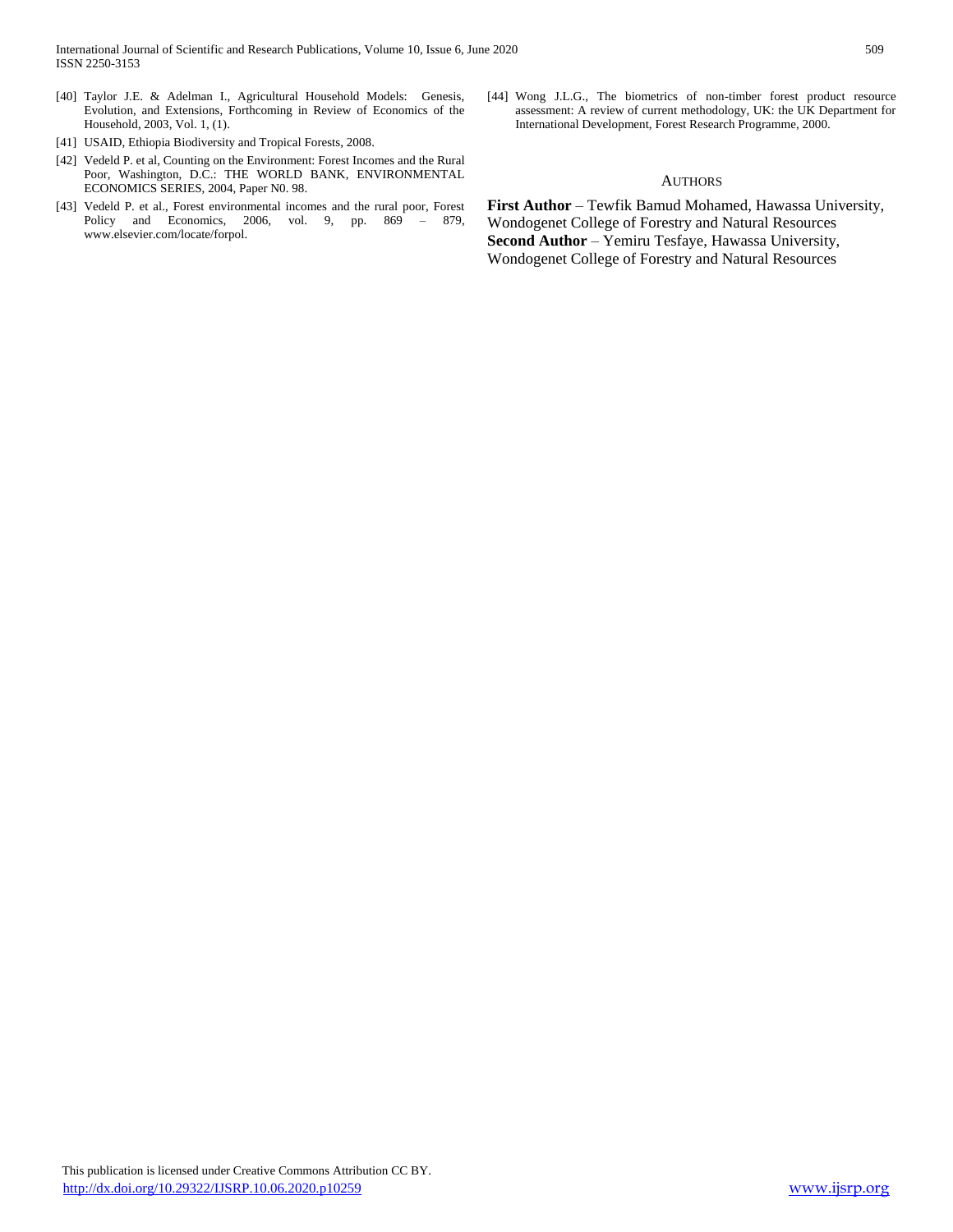[40] Taylor J.E. & Adelman I., Agricultural Household Models: Genesis, Evolution, and Extensions, Forthcoming in Review of Economics of the Household, 2003, Vol. 1, (1).

[41] USAID, Ethiopia Biodiversity and Tropical Forests, 2008.

[42] Vedeld P. et al, Counting on the Environment: Forest Incomes and the Rural Poor, Washington, D.C.: THE WORLD BANK, ENVIRONMENTAL ECONOMICS SERIES, 2004, Paper N0. 98.

[43] Vedeld P. et al., Forest environmental incomes and the rural poor, Forest Policy and Economics, 2006, vol. 9, pp. 869 – 879, www.elsevier.com/locate/forpol.

[44] Wong J.L.G., The biometrics of non-timber forest product resource assessment: A review of current methodology, UK: the UK Department for International Development, Forest Research Programme, 2000.

## Authors

**First Author** – Tewfik Bamud Mohamed, Hawassa University, Wondogenet College of Forestry and Natural Resources

**Second Author** – Yemiru Tesfaye, Hawassa University, Wondogenet College of Forestry and Natural Resources